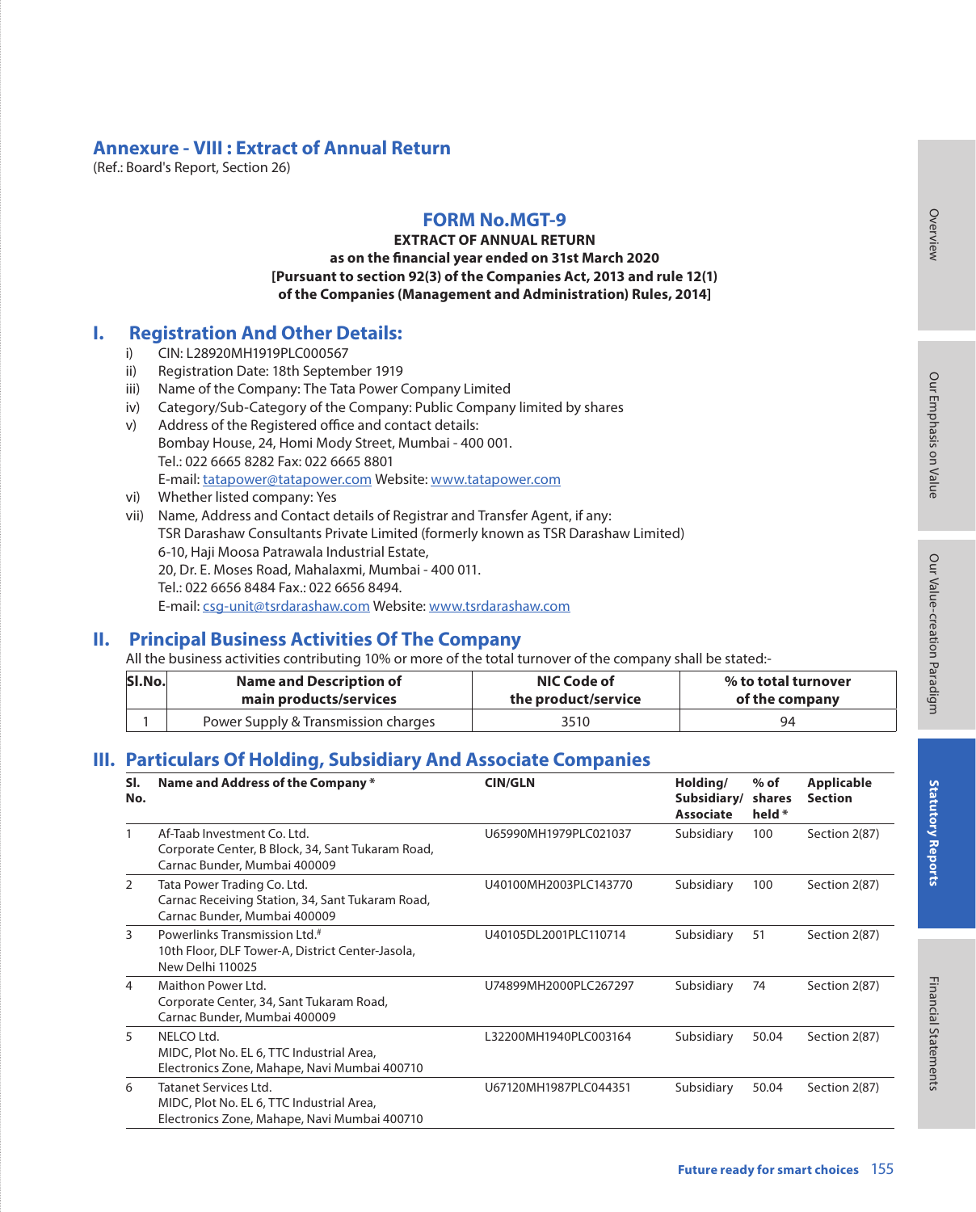# Annexure - VIII : Extract of Annual Return

(Ref.: Board's Report, Section 26)

## FORM No.MGT-9

**EXTRACT OF ANNUAL RETURN**
**as on the financial year ended on 31st March 2020**
**[Pursuant to section 92(3) of the Companies Act, 2013 and rule 12(1) of the Companies (Management and Administration) Rules, 2014]**

## I. Registration And Other Details:

i) CIN: L28920MH1919PLC000567

ii) Registration Date: 18th September 1919

iii) Name of the Company: The Tata Power Company Limited

iv) Category/Sub-Category of the Company: Public Company limited by shares

v) Address of the Registered office and contact details:
Bombay House, 24, Homi Mody Street, Mumbai - 400 001.
Tel.: 022 6665 8282 Fax: 022 6665 8801
E-mail: tatapower@tatapower.com Website: www.tatapower.com

vi) Whether listed company: Yes

vii) Name, Address and Contact details of Registrar and Transfer Agent, if any:
TSR Darashaw Consultants Private Limited (formerly known as TSR Darashaw Limited)
6-10, Haji Moosa Patrawala Industrial Estate,
20, Dr. E. Moses Road, Mahalaxmi, Mumbai - 400 011.
Tel.: 022 6656 8484 Fax.: 022 6656 8494.
E-mail: csg-unit@tsrdarashaw.com Website: www.tsrdarashaw.com

## II. Principal Business Activities Of The Company

All the business activities contributing 10% or more of the total turnover of the company shall be stated:-

| Sl.No. | Name and Description of main products/services | NIC Code of the product/service | % to total turnover of the company |
|---|---|---|---|
| 1 | Power Supply & Transmission charges | 3510 | 94 |

## III. Particulars Of Holding, Subsidiary And Associate Companies

| Sl. No. | Name and Address of the Company * | CIN/GLN | Holding/ Subsidiary/ Associate | % of shares held * | Applicable Section |
|---|---|---|---|---|---|
| 1 | Af-Taab Investment Co. Ltd. Corporate Center, B Block, 34, Sant Tukaram Road, Carnac Bunder, Mumbai 400009 | U65990MH1979PLC021037 | Subsidiary | 100 | Section 2(87) |
| 2 | Tata Power Trading Co. Ltd. Carnac Receiving Station, 34, Sant Tukaram Road, Carnac Bunder, Mumbai 400009 | U40100MH2003PLC143770 | Subsidiary | 100 | Section 2(87) |
| 3 | Powerlinks Transmission Ltd.# 10th Floor, DLF Tower-A, District Center-Jasola, New Delhi 110025 | U40105DL2001PLC110714 | Subsidiary | 51 | Section 2(87) |
| 4 | Maithon Power Ltd. Corporate Center, 34, Sant Tukaram Road, Carnac Bunder, Mumbai 400009 | U74899MH2000PLC267297 | Subsidiary | 74 | Section 2(87) |
| 5 | NELCO Ltd. MIDC, Plot No. EL 6, TTC Industrial Area, Electronics Zone, Mahape, Navi Mumbai 400710 | L32200MH1940PLC003164 | Subsidiary | 50.04 | Section 2(87) |
| 6 | Tatanet Services Ltd. MIDC, Plot No. EL 6, TTC Industrial Area, Electronics Zone, Mahape, Navi Mumbai 400710 | U67120MH1987PLC044351 | Subsidiary | 50.04 | Section 2(87) |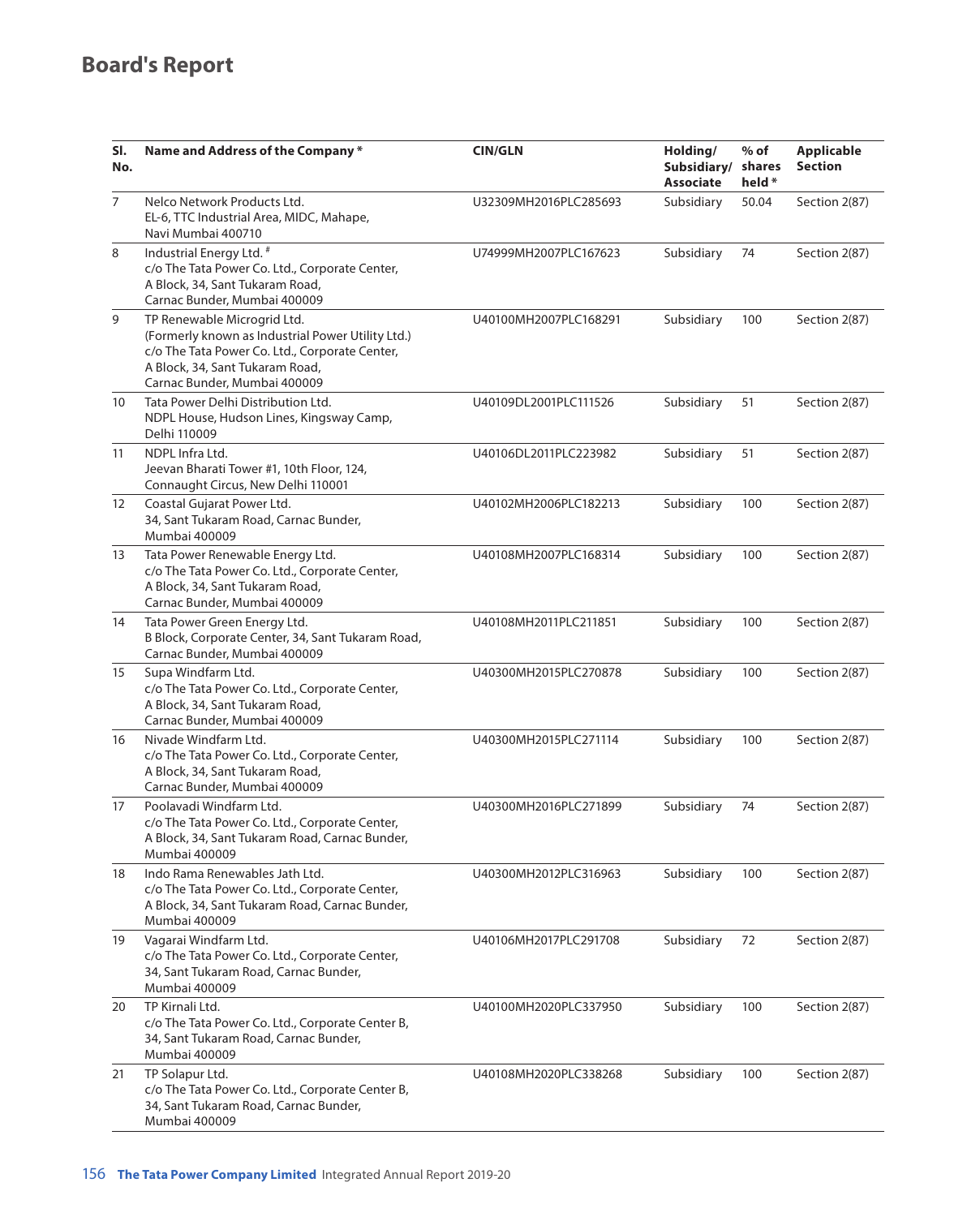# Board's Report

| Sl. No. | Name and Address of the Company * | CIN/GLN | Holding/ Subsidiary/ Associate | % of shares held * | Applicable Section |
|---|---|---|---|---|---|
| 7 | Nelco Network Products Ltd. EL-6, TTC Industrial Area, MIDC, Mahape, Navi Mumbai 400710 | U32309MH2016PLC285693 | Subsidiary | 50.04 | Section 2(87) |
| 8 | Industrial Energy Ltd. # c/o The Tata Power Co. Ltd., Corporate Center, A Block, 34, Sant Tukaram Road, Carnac Bunder, Mumbai 400009 | U74999MH2007PLC167623 | Subsidiary | 74 | Section 2(87) |
| 9 | TP Renewable Microgrid Ltd. (Formerly known as Industrial Power Utility Ltd.) c/o The Tata Power Co. Ltd., Corporate Center, A Block, 34, Sant Tukaram Road, Carnac Bunder, Mumbai 400009 | U40100MH2007PLC168291 | Subsidiary | 100 | Section 2(87) |
| 10 | Tata Power Delhi Distribution Ltd. NDPL House, Hudson Lines, Kingsway Camp, Delhi 110009 | U40109DL2001PLC111526 | Subsidiary | 51 | Section 2(87) |
| 11 | NDPL Infra Ltd. Jeevan Bharati Tower #1, 10th Floor, 124, Connaught Circus, New Delhi 110001 | U40106DL2011PLC223982 | Subsidiary | 51 | Section 2(87) |
| 12 | Coastal Gujarat Power Ltd. 34, Sant Tukaram Road, Carnac Bunder, Mumbai 400009 | U40102MH2006PLC182213 | Subsidiary | 100 | Section 2(87) |
| 13 | Tata Power Renewable Energy Ltd. c/o The Tata Power Co. Ltd., Corporate Center, A Block, 34, Sant Tukaram Road, Carnac Bunder, Mumbai 400009 | U40108MH2007PLC168314 | Subsidiary | 100 | Section 2(87) |
| 14 | Tata Power Green Energy Ltd. B Block, Corporate Center, 34, Sant Tukaram Road, Carnac Bunder, Mumbai 400009 | U40108MH2011PLC211851 | Subsidiary | 100 | Section 2(87) |
| 15 | Supa Windfarm Ltd. c/o The Tata Power Co. Ltd., Corporate Center, A Block, 34, Sant Tukaram Road, Carnac Bunder, Mumbai 400009 | U40300MH2015PLC270878 | Subsidiary | 100 | Section 2(87) |
| 16 | Nivade Windfarm Ltd. c/o The Tata Power Co. Ltd., Corporate Center, A Block, 34, Sant Tukaram Road, Carnac Bunder, Mumbai 400009 | U40300MH2015PLC271114 | Subsidiary | 100 | Section 2(87) |
| 17 | Poolavadi Windfarm Ltd. c/o The Tata Power Co. Ltd., Corporate Center, A Block, 34, Sant Tukaram Road, Carnac Bunder, Mumbai 400009 | U40300MH2016PLC271899 | Subsidiary | 74 | Section 2(87) |
| 18 | Indo Rama Renewables Jath Ltd. c/o The Tata Power Co. Ltd., Corporate Center, A Block, 34, Sant Tukaram Road, Carnac Bunder, Mumbai 400009 | U40300MH2012PLC316963 | Subsidiary | 100 | Section 2(87) |
| 19 | Vagarai Windfarm Ltd. c/o The Tata Power Co. Ltd., Corporate Center, 34, Sant Tukaram Road, Carnac Bunder, Mumbai 400009 | U40106MH2017PLC291708 | Subsidiary | 72 | Section 2(87) |
| 20 | TP Kirnali Ltd. c/o The Tata Power Co. Ltd., Corporate Center B, 34, Sant Tukaram Road, Carnac Bunder, Mumbai 400009 | U40100MH2020PLC337950 | Subsidiary | 100 | Section 2(87) |
| 21 | TP Solapur Ltd. c/o The Tata Power Co. Ltd., Corporate Center B, 34, Sant Tukaram Road, Carnac Bunder, Mumbai 400009 | U40108MH2020PLC338268 | Subsidiary | 100 | Section 2(87) |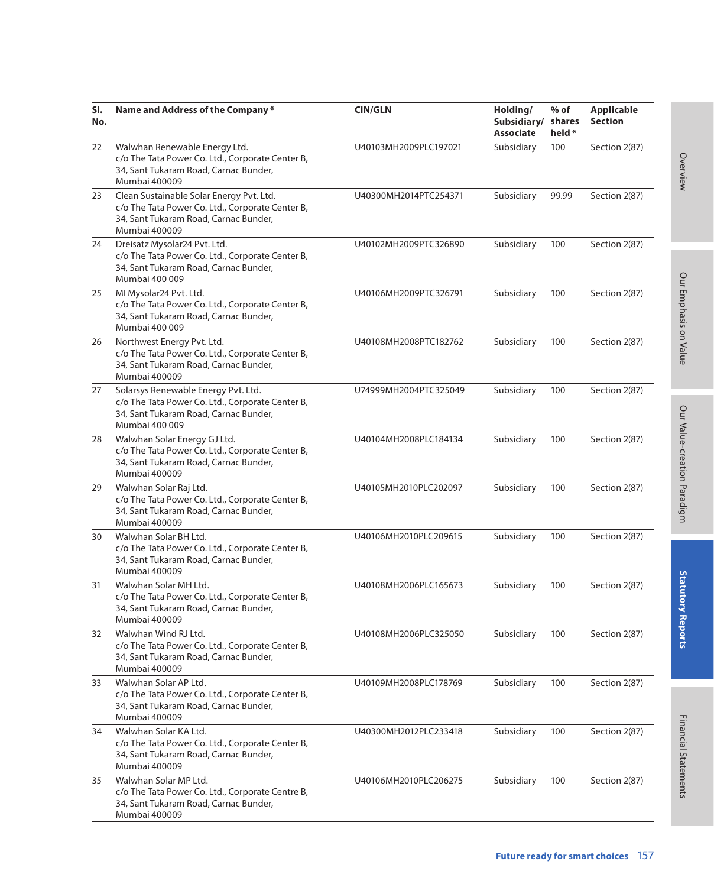| Sl. No. | Name and Address of the Company * | CIN/GLN | Holding/ Subsidiary/ Associate | % of shares held * | Applicable Section |
|---|---|---|---|---|---|
| 22 | Walwhan Renewable Energy Ltd. c/o The Tata Power Co. Ltd., Corporate Center B, 34, Sant Tukaram Road, Carnac Bunder, Mumbai 400009 | U40103MH2009PLC197021 | Subsidiary | 100 | Section 2(87) |
| 23 | Clean Sustainable Solar Energy Pvt. Ltd. c/o The Tata Power Co. Ltd., Corporate Center B, 34, Sant Tukaram Road, Carnac Bunder, Mumbai 400009 | U40300MH2014PTC254371 | Subsidiary | 99.99 | Section 2(87) |
| 24 | Dreisatz Mysolar24 Pvt. Ltd. c/o The Tata Power Co. Ltd., Corporate Center B, 34, Sant Tukaram Road, Carnac Bunder, Mumbai 400 009 | U40102MH2009PTC326890 | Subsidiary | 100 | Section 2(87) |
| 25 | MI Mysolar24 Pvt. Ltd. c/o The Tata Power Co. Ltd., Corporate Center B, 34, Sant Tukaram Road, Carnac Bunder, Mumbai 400 009 | U40106MH2009PTC326791 | Subsidiary | 100 | Section 2(87) |
| 26 | Northwest Energy Pvt. Ltd. c/o The Tata Power Co. Ltd., Corporate Center B, 34, Sant Tukaram Road, Carnac Bunder, Mumbai 400009 | U40108MH2008PTC182762 | Subsidiary | 100 | Section 2(87) |
| 27 | Solarsys Renewable Energy Pvt. Ltd. c/o The Tata Power Co. Ltd., Corporate Center B, 34, Sant Tukaram Road, Carnac Bunder, Mumbai 400 009 | U74999MH2004PTC325049 | Subsidiary | 100 | Section 2(87) |
| 28 | Walwhan Solar Energy GJ Ltd. c/o The Tata Power Co. Ltd., Corporate Center B, 34, Sant Tukaram Road, Carnac Bunder, Mumbai 400009 | U40104MH2008PLC184134 | Subsidiary | 100 | Section 2(87) |
| 29 | Walwhan Solar Raj Ltd. c/o The Tata Power Co. Ltd., Corporate Center B, 34, Sant Tukaram Road, Carnac Bunder, Mumbai 400009 | U40105MH2010PLC202097 | Subsidiary | 100 | Section 2(87) |
| 30 | Walwhan Solar BH Ltd. c/o The Tata Power Co. Ltd., Corporate Center B, 34, Sant Tukaram Road, Carnac Bunder, Mumbai 400009 | U40106MH2010PLC209615 | Subsidiary | 100 | Section 2(87) |
| 31 | Walwhan Solar MH Ltd. c/o The Tata Power Co. Ltd., Corporate Center B, 34, Sant Tukaram Road, Carnac Bunder, Mumbai 400009 | U40108MH2006PLC165673 | Subsidiary | 100 | Section 2(87) |
| 32 | Walwhan Wind RJ Ltd. c/o The Tata Power Co. Ltd., Corporate Center B, 34, Sant Tukaram Road, Carnac Bunder, Mumbai 400009 | U40108MH2006PLC325050 | Subsidiary | 100 | Section 2(87) |
| 33 | Walwhan Solar AP Ltd. c/o The Tata Power Co. Ltd., Corporate Center B, 34, Sant Tukaram Road, Carnac Bunder, Mumbai 400009 | U40109MH2008PLC178769 | Subsidiary | 100 | Section 2(87) |
| 34 | Walwhan Solar KA Ltd. c/o The Tata Power Co. Ltd., Corporate Center B, 34, Sant Tukaram Road, Carnac Bunder, Mumbai 400009 | U40300MH2012PLC233418 | Subsidiary | 100 | Section 2(87) |
| 35 | Walwhan Solar MP Ltd. c/o The Tata Power Co. Ltd., Corporate Centre B, 34, Sant Tukaram Road, Carnac Bunder, Mumbai 400009 | U40106MH2010PLC206275 | Subsidiary | 100 | Section 2(87) |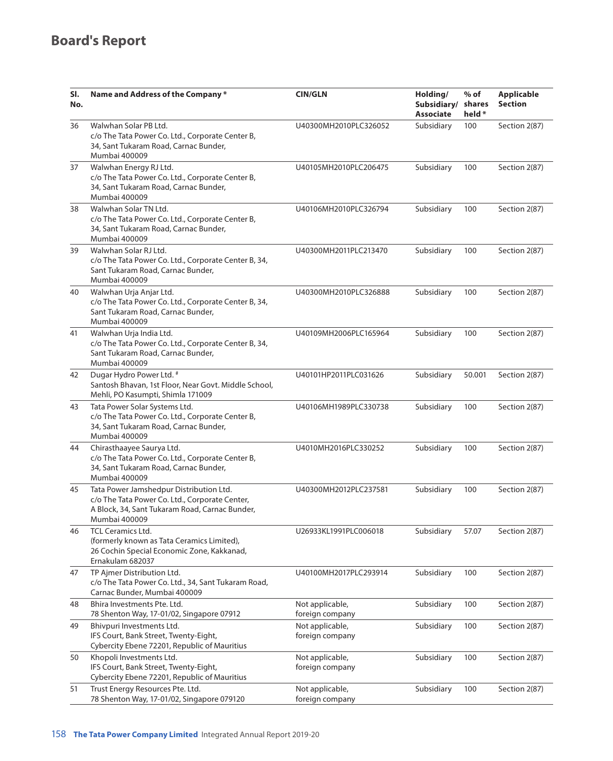# Board's Report

| Sl. No. | Name and Address of the Company * | CIN/GLN | Holding/ Subsidiary/ Associate | % of shares held * | Applicable Section |
|---|---|---|---|---|---|
| 36 | Walwhan Solar PB Ltd.<br>c/o The Tata Power Co. Ltd., Corporate Center B, 34, Sant Tukaram Road, Carnac Bunder, Mumbai 400009 | U40300MH2010PLC326052 | Subsidiary | 100 | Section 2(87) |
| 37 | Walwhan Energy RJ Ltd.<br>c/o The Tata Power Co. Ltd., Corporate Center B, 34, Sant Tukaram Road, Carnac Bunder, Mumbai 400009 | U40105MH2010PLC206475 | Subsidiary | 100 | Section 2(87) |
| 38 | Walwhan Solar TN Ltd.<br>c/o The Tata Power Co. Ltd., Corporate Center B, 34, Sant Tukaram Road, Carnac Bunder, Mumbai 400009 | U40106MH2010PLC326794 | Subsidiary | 100 | Section 2(87) |
| 39 | Walwhan Solar RJ Ltd.<br>c/o The Tata Power Co. Ltd., Corporate Center B, 34, Sant Tukaram Road, Carnac Bunder, Mumbai 400009 | U40300MH2011PLC213470 | Subsidiary | 100 | Section 2(87) |
| 40 | Walwhan Urja Anjar Ltd.<br>c/o The Tata Power Co. Ltd., Corporate Center B, 34, Sant Tukaram Road, Carnac Bunder, Mumbai 400009 | U40300MH2010PLC326888 | Subsidiary | 100 | Section 2(87) |
| 41 | Walwhan Urja India Ltd.<br>c/o The Tata Power Co. Ltd., Corporate Center B, 34, Sant Tukaram Road, Carnac Bunder, Mumbai 400009 | U40109MH2006PLC165964 | Subsidiary | 100 | Section 2(87) |
| 42 | Dugar Hydro Power Ltd. #<br>Santosh Bhavan, 1st Floor, Near Govt. Middle School, Mehli, PO Kasumpti, Shimla 171009 | U40101HP2011PLC031626 | Subsidiary | 50.001 | Section 2(87) |
| 43 | Tata Power Solar Systems Ltd.<br>c/o The Tata Power Co. Ltd., Corporate Center B, 34, Sant Tukaram Road, Carnac Bunder, Mumbai 400009 | U40106MH1989PLC330738 | Subsidiary | 100 | Section 2(87) |
| 44 | Chirasthaayee Saurya Ltd.<br>c/o The Tata Power Co. Ltd., Corporate Center B, 34, Sant Tukaram Road, Carnac Bunder, Mumbai 400009 | U4010MH2016PLC330252 | Subsidiary | 100 | Section 2(87) |
| 45 | Tata Power Jamshedpur Distribution Ltd.<br>c/o The Tata Power Co. Ltd., Corporate Center, A Block, 34, Sant Tukaram Road, Carnac Bunder, Mumbai 400009 | U40300MH2012PLC237581 | Subsidiary | 100 | Section 2(87) |
| 46 | TCL Ceramics Ltd.<br>(formerly known as Tata Ceramics Limited), 26 Cochin Special Economic Zone, Kakkanad, Ernakulam 682037 | U26933KL1991PLC006018 | Subsidiary | 57.07 | Section 2(87) |
| 47 | TP Ajmer Distribution Ltd.<br>c/o The Tata Power Co. Ltd., 34, Sant Tukaram Road, Carnac Bunder, Mumbai 400009 | U40100MH2017PLC293914 | Subsidiary | 100 | Section 2(87) |
| 48 | Bhira Investments Pte. Ltd.<br>78 Shenton Way, 17-01/02, Singapore 07912 | Not applicable, foreign company | Subsidiary | 100 | Section 2(87) |
| 49 | Bhivpuri Investments Ltd.<br>IFS Court, Bank Street, Twenty-Eight, Cybercity Ebene 72201, Republic of Mauritius | Not applicable, foreign company | Subsidiary | 100 | Section 2(87) |
| 50 | Khopoli Investments Ltd.<br>IFS Court, Bank Street, Twenty-Eight, Cybercity Ebene 72201, Republic of Mauritius | Not applicable, foreign company | Subsidiary | 100 | Section 2(87) |
| 51 | Trust Energy Resources Pte. Ltd.<br>78 Shenton Way, 17-01/02, Singapore 079120 | Not applicable, foreign company | Subsidiary | 100 | Section 2(87) |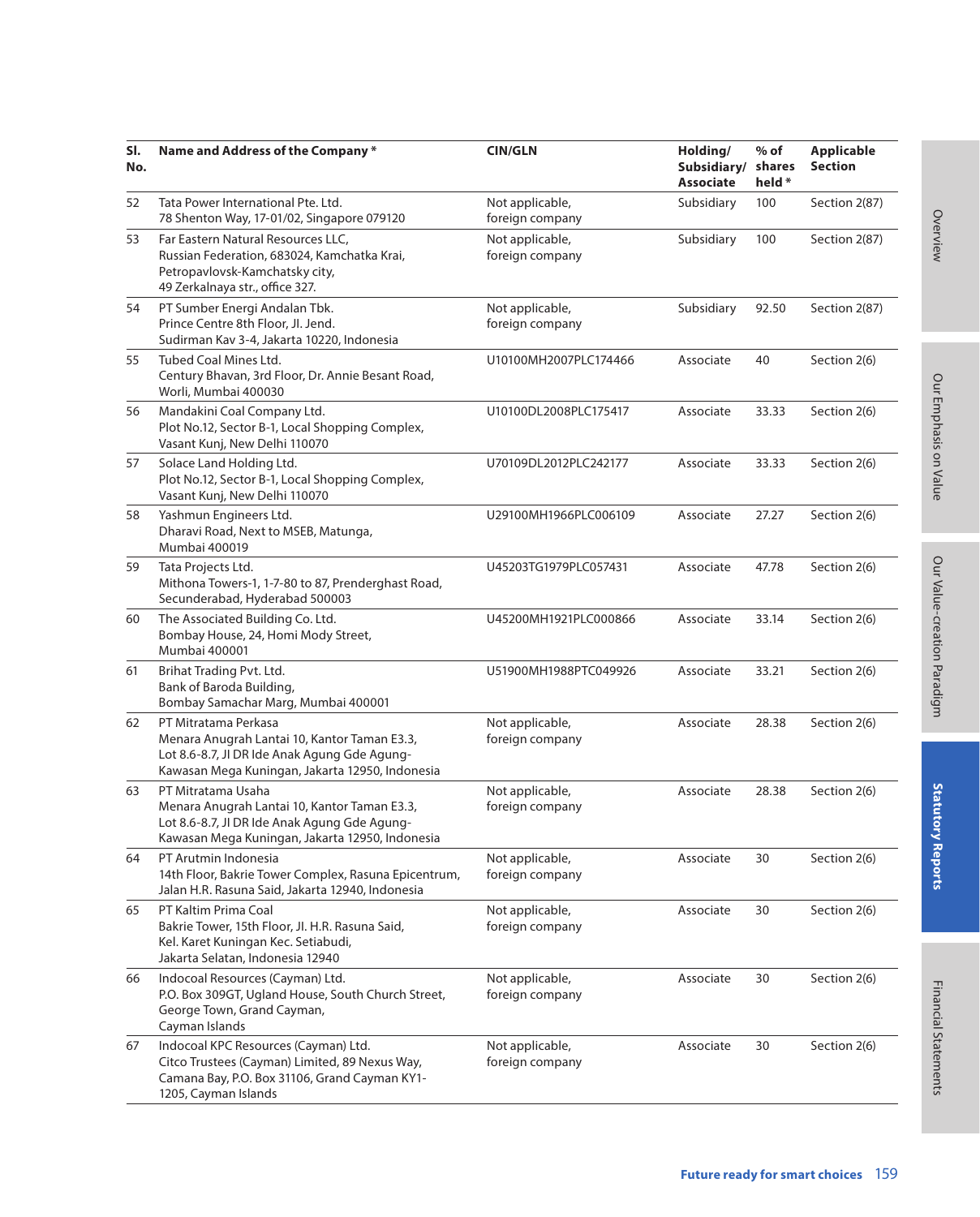| Sl. No. | Name and Address of the Company * | CIN/GLN | Holding/ Subsidiary/ Associate | % of shares held * | Applicable Section |
|---|---|---|---|---|---|
| 52 | Tata Power International Pte. Ltd.<br>78 Shenton Way, 17-01/02, Singapore 079120 | Not applicable, foreign company | Subsidiary | 100 | Section 2(87) |
| 53 | Far Eastern Natural Resources LLC,<br>Russian Federation, 683024, Kamchatka Krai, Petropavlovsk-Kamchatsky city,<br>49 Zerkalnaya str., office 327. | Not applicable, foreign company | Subsidiary | 100 | Section 2(87) |
| 54 | PT Sumber Energi Andalan Tbk.<br>Prince Centre 8th Floor, Jl. Jend.<br>Sudirman Kav 3-4, Jakarta 10220, Indonesia | Not applicable, foreign company | Subsidiary | 92.50 | Section 2(87) |
| 55 | Tubed Coal Mines Ltd.<br>Century Bhavan, 3rd Floor, Dr. Annie Besant Road, Worli, Mumbai 400030 | U10100MH2007PLC174466 | Associate | 40 | Section 2(6) |
| 56 | Mandakini Coal Company Ltd.<br>Plot No.12, Sector B-1, Local Shopping Complex, Vasant Kunj, New Delhi 110070 | U10100DL2008PLC175417 | Associate | 33.33 | Section 2(6) |
| 57 | Solace Land Holding Ltd.<br>Plot No.12, Sector B-1, Local Shopping Complex, Vasant Kunj, New Delhi 110070 | U70109DL2012PLC242177 | Associate | 33.33 | Section 2(6) |
| 58 | Yashmun Engineers Ltd.<br>Dharavi Road, Next to MSEB, Matunga, Mumbai 400019 | U29100MH1966PLC006109 | Associate | 27.27 | Section 2(6) |
| 59 | Tata Projects Ltd.<br>Mithona Towers-1, 1-7-80 to 87, Prenderghast Road, Secunderabad, Hyderabad 500003 | U45203TG1979PLC057431 | Associate | 47.78 | Section 2(6) |
| 60 | The Associated Building Co. Ltd.<br>Bombay House, 24, Homi Mody Street, Mumbai 400001 | U45200MH1921PLC000866 | Associate | 33.14 | Section 2(6) |
| 61 | Brihat Trading Pvt. Ltd.<br>Bank of Baroda Building,<br>Bombay Samachar Marg, Mumbai 400001 | U51900MH1988PTC049926 | Associate | 33.21 | Section 2(6) |
| 62 | PT Mitratama Perkasa<br>Menara Anugrah Lantai 10, Kantor Taman E3.3, Lot 8.6-8.7, Jl DR Ide Anak Agung Gde Agung-Kawasan Mega Kuningan, Jakarta 12950, Indonesia | Not applicable, foreign company | Associate | 28.38 | Section 2(6) |
| 63 | PT Mitratama Usaha<br>Menara Anugrah Lantai 10, Kantor Taman E3.3, Lot 8.6-8.7, Jl DR Ide Anak Agung Gde Agung-Kawasan Mega Kuningan, Jakarta 12950, Indonesia | Not applicable, foreign company | Associate | 28.38 | Section 2(6) |
| 64 | PT Arutmin Indonesia<br>14th Floor, Bakrie Tower Complex, Rasuna Epicentrum, Jalan H.R. Rasuna Said, Jakarta 12940, Indonesia | Not applicable, foreign company | Associate | 30 | Section 2(6) |
| 65 | PT Kaltim Prima Coal<br>Bakrie Tower, 15th Floor, Jl. H.R. Rasuna Said, Kel. Karet Kuningan Kec. Setiabudi, Jakarta Selatan, Indonesia 12940 | Not applicable, foreign company | Associate | 30 | Section 2(6) |
| 66 | Indocoal Resources (Cayman) Ltd.<br>P.O. Box 309GT, Ugland House, South Church Street, George Town, Grand Cayman, Cayman Islands | Not applicable, foreign company | Associate | 30 | Section 2(6) |
| 67 | Indocoal KPC Resources (Cayman) Ltd.<br>Citco Trustees (Cayman) Limited, 89 Nexus Way, Camana Bay, P.O. Box 31106, Grand Cayman KY1-1205, Cayman Islands | Not applicable, foreign company | Associate | 30 | Section 2(6) |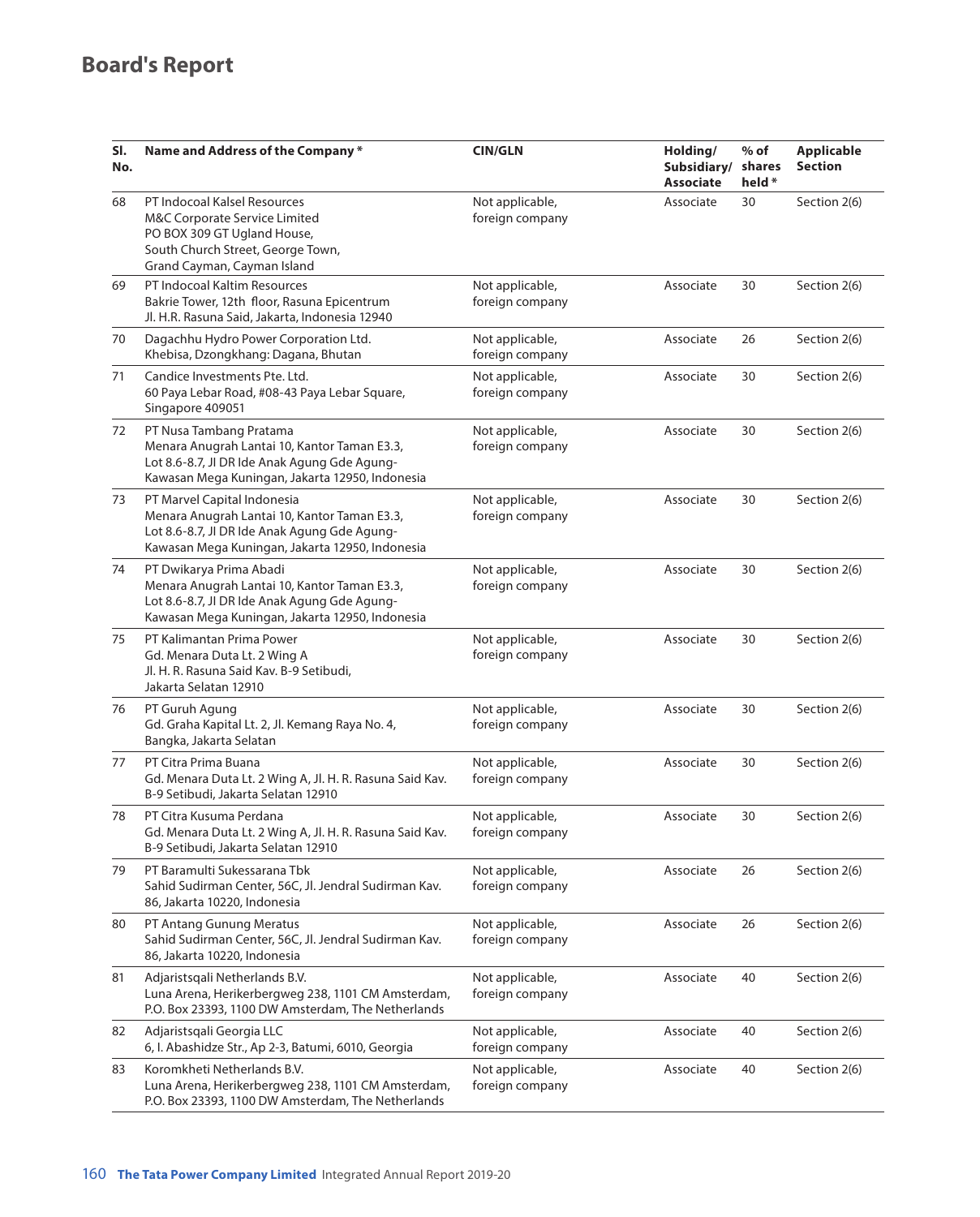# Board's Report

| Sl. No. | Name and Address of the Company * | CIN/GLN | Holding/ Subsidiary/ Associate | % of shares held * | Applicable Section |
|---|---|---|---|---|---|
| 68 | PT Indocoal Kalsel Resources<br>M&C Corporate Service Limited<br>PO BOX 309 GT Ugland House,<br>South Church Street, George Town,<br>Grand Cayman, Cayman Island | Not applicable, foreign company | Associate | 30 | Section 2(6) |
| 69 | PT Indocoal Kaltim Resources<br>Bakrie Tower, 12th floor, Rasuna Epicentrum<br>Jl. H.R. Rasuna Said, Jakarta, Indonesia 12940 | Not applicable, foreign company | Associate | 30 | Section 2(6) |
| 70 | Dagachhu Hydro Power Corporation Ltd.<br>Khebisa, Dzongkhang: Dagana, Bhutan | Not applicable, foreign company | Associate | 26 | Section 2(6) |
| 71 | Candice Investments Pte. Ltd.<br>60 Paya Lebar Road, #08-43 Paya Lebar Square,<br>Singapore 409051 | Not applicable, foreign company | Associate | 30 | Section 2(6) |
| 72 | PT Nusa Tambang Pratama<br>Menara Anugrah Lantai 10, Kantor Taman E3.3,<br>Lot 8.6-8.7, Jl DR Ide Anak Agung Gde Agung-<br>Kawasan Mega Kuningan, Jakarta 12950, Indonesia | Not applicable, foreign company | Associate | 30 | Section 2(6) |
| 73 | PT Marvel Capital Indonesia<br>Menara Anugrah Lantai 10, Kantor Taman E3.3,<br>Lot 8.6-8.7, Jl DR Ide Anak Agung Gde Agung-<br>Kawasan Mega Kuningan, Jakarta 12950, Indonesia | Not applicable, foreign company | Associate | 30 | Section 2(6) |
| 74 | PT Dwikarya Prima Abadi<br>Menara Anugrah Lantai 10, Kantor Taman E3.3,<br>Lot 8.6-8.7, Jl DR Ide Anak Agung Gde Agung-<br>Kawasan Mega Kuningan, Jakarta 12950, Indonesia | Not applicable, foreign company | Associate | 30 | Section 2(6) |
| 75 | PT Kalimantan Prima Power<br>Gd. Menara Duta Lt. 2 Wing A<br>Jl. H. R. Rasuna Said Kav. B-9 Setibudi,<br>Jakarta Selatan 12910 | Not applicable, foreign company | Associate | 30 | Section 2(6) |
| 76 | PT Guruh Agung<br>Gd. Graha Kapital Lt. 2, Jl. Kemang Raya No. 4,<br>Bangka, Jakarta Selatan | Not applicable, foreign company | Associate | 30 | Section 2(6) |
| 77 | PT Citra Prima Buana<br>Gd. Menara Duta Lt. 2 Wing A, Jl. H. R. Rasuna Said Kav.<br>B-9 Setibudi, Jakarta Selatan 12910 | Not applicable, foreign company | Associate | 30 | Section 2(6) |
| 78 | PT Citra Kusuma Perdana<br>Gd. Menara Duta Lt. 2 Wing A, Jl. H. R. Rasuna Said Kav.<br>B-9 Setibudi, Jakarta Selatan 12910 | Not applicable, foreign company | Associate | 30 | Section 2(6) |
| 79 | PT Baramulti Sukessarana Tbk<br>Sahid Sudirman Center, 56C, Jl. Jendral Sudirman Kav.<br>86, Jakarta 10220, Indonesia | Not applicable, foreign company | Associate | 26 | Section 2(6) |
| 80 | PT Antang Gunung Meratus<br>Sahid Sudirman Center, 56C, Jl. Jendral Sudirman Kav.<br>86, Jakarta 10220, Indonesia | Not applicable, foreign company | Associate | 26 | Section 2(6) |
| 81 | Adjaristsqali Netherlands B.V.<br>Luna Arena, Herikerbergweg 238, 1101 CM Amsterdam,<br>P.O. Box 23393, 1100 DW Amsterdam, The Netherlands | Not applicable, foreign company | Associate | 40 | Section 2(6) |
| 82 | Adjaristsqali Georgia LLC<br>6, I. Abashidze Str., Ap 2-3, Batumi, 6010, Georgia | Not applicable, foreign company | Associate | 40 | Section 2(6) |
| 83 | Koromkheti Netherlands B.V.<br>Luna Arena, Herikerbergweg 238, 1101 CM Amsterdam,<br>P.O. Box 23393, 1100 DW Amsterdam, The Netherlands | Not applicable, foreign company | Associate | 40 | Section 2(6) |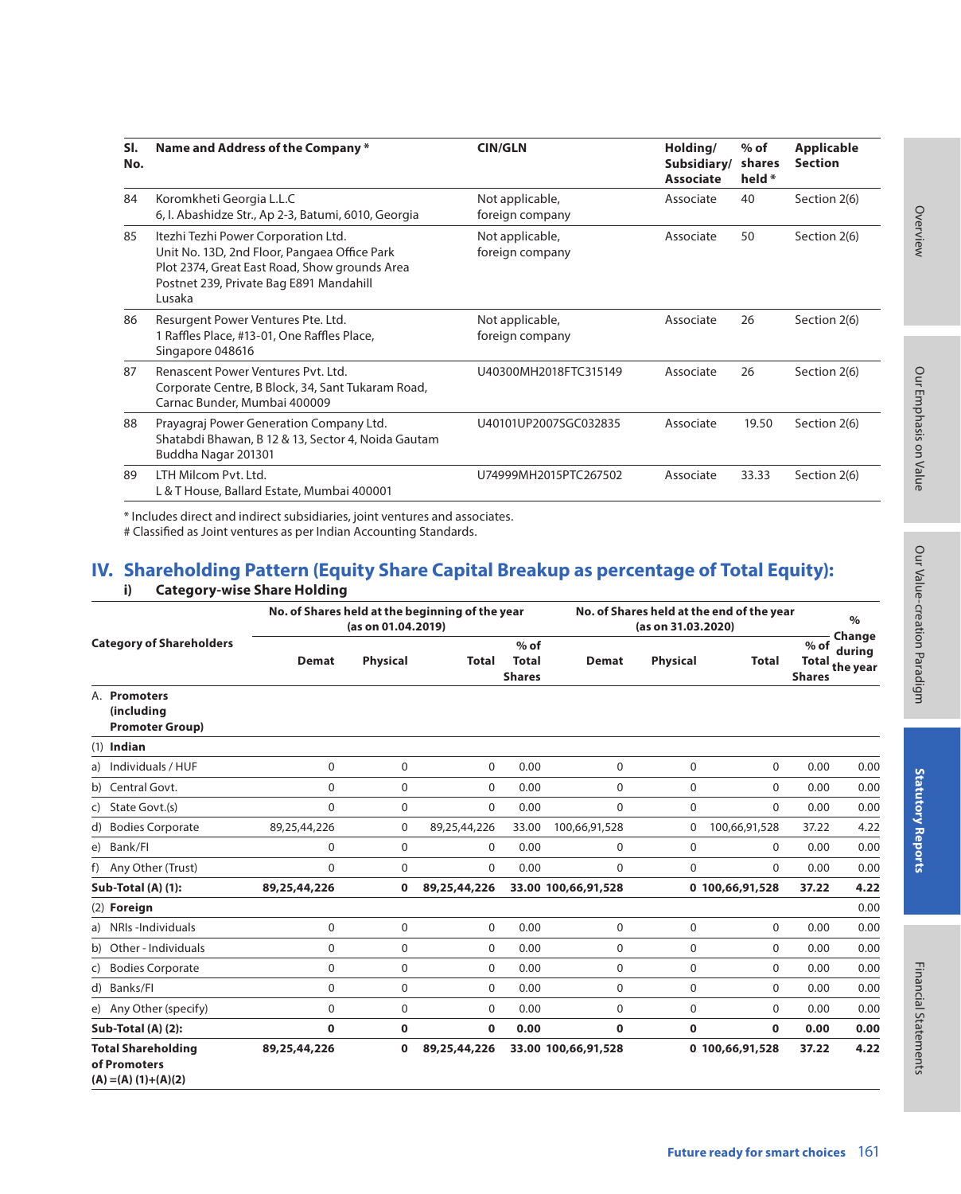| Sl. No. | Name and Address of the Company * | CIN/GLN | Holding/ Subsidiary/ Associate | % of shares held * | Applicable Section |
|---|---|---|---|---|---|
| 84 | Koromkheti Georgia L.L.C<br>6, I. Abashidze Str., Ap 2-3, Batumi, 6010, Georgia | Not applicable, foreign company | Associate | 40 | Section 2(6) |
| 85 | Itezhi Tezhi Power Corporation Ltd.<br>Unit No. 13D, 2nd Floor, Pangaea Office Park Plot 2374, Great East Road, Show grounds Area Postnet 239, Private Bag E891 Mandahill Lusaka | Not applicable, foreign company | Associate | 50 | Section 2(6) |
| 86 | Resurgent Power Ventures Pte. Ltd.<br>1 Raffles Place, #13-01, One Raffles Place, Singapore 048616 | Not applicable, foreign company | Associate | 26 | Section 2(6) |
| 87 | Renascent Power Ventures Pvt. Ltd.<br>Corporate Centre, B Block, 34, Sant Tukaram Road, Carnac Bunder, Mumbai 400009 | U40300MH2018FTC315149 | Associate | 26 | Section 2(6) |
| 88 | Prayagraj Power Generation Company Ltd.<br>Shatabdi Bhawan, B 12 & 13, Sector 4, Noida Gautam Buddha Nagar 201301 | U40101UP2007SGC032835 | Associate | 19.50 | Section 2(6) |
| 89 | LTH Milcom Pvt. Ltd.<br>L & T House, Ballard Estate, Mumbai 400001 | U74999MH2015PTC267502 | Associate | 33.33 | Section 2(6) |

\* Includes direct and indirect subsidiaries, joint ventures and associates.
# Classified as Joint ventures as per Indian Accounting Standards.

## IV. Shareholding Pattern (Equity Share Capital Breakup as percentage of Total Equity):

### i) Category-wise Share Holding

| Category of Shareholders | No. of Shares held at the beginning of the year (as on 01.04.2019) | | | | No. of Shares held at the end of the year (as on 31.03.2020) | | | | % Change during the year |
|---|---|---|---|---|---|---|---|---|---|
| | Demat | Physical | Total | % of Total Shares | Demat | Physical | Total | % of Total Shares | |
| A. **Promoters (including Promoter Group)** | | | | | | | | | |
| (1) **Indian** | | | | | | | | | |
| a) Individuals / HUF | 0 | 0 | 0 | 0.00 | 0 | 0 | 0 | 0.00 | 0.00 |
| b) Central Govt. | 0 | 0 | 0 | 0.00 | 0 | 0 | 0 | 0.00 | 0.00 |
| c) State Govt.(s) | 0 | 0 | 0 | 0.00 | 0 | 0 | 0 | 0.00 | 0.00 |
| d) Bodies Corporate | 89,25,44,226 | 0 | 89,25,44,226 | 33.00 | 100,66,91,528 | 0 | 100,66,91,528 | 37.22 | 4.22 |
| e) Bank/FI | 0 | 0 | 0 | 0.00 | 0 | 0 | 0 | 0.00 | 0.00 |
| f) Any Other (Trust) | 0 | 0 | 0 | 0.00 | 0 | 0 | 0 | 0.00 | 0.00 |
| **Sub-Total (A) (1):** | **89,25,44,226** | **0** | **89,25,44,226** | **33.00** | **100,66,91,528** | **0** | **100,66,91,528** | **37.22** | **4.22** |
| (2) **Foreign** | | | | | | | | | 0.00 |
| a) NRIs -Individuals | 0 | 0 | 0 | 0.00 | 0 | 0 | 0 | 0.00 | 0.00 |
| b) Other - Individuals | 0 | 0 | 0 | 0.00 | 0 | 0 | 0 | 0.00 | 0.00 |
| c) Bodies Corporate | 0 | 0 | 0 | 0.00 | 0 | 0 | 0 | 0.00 | 0.00 |
| d) Banks/FI | 0 | 0 | 0 | 0.00 | 0 | 0 | 0 | 0.00 | 0.00 |
| e) Any Other (specify) | 0 | 0 | 0 | 0.00 | 0 | 0 | 0 | 0.00 | 0.00 |
| **Sub-Total (A) (2):** | **0** | **0** | **0** | **0.00** | **0** | **0** | **0** | **0.00** | **0.00** |
| **Total Shareholding of Promoters (A) =(A) (1)+(A)(2)** | **89,25,44,226** | **0** | **89,25,44,226** | **33.00** | **100,66,91,528** | **0** | **100,66,91,528** | **37.22** | **4.22** |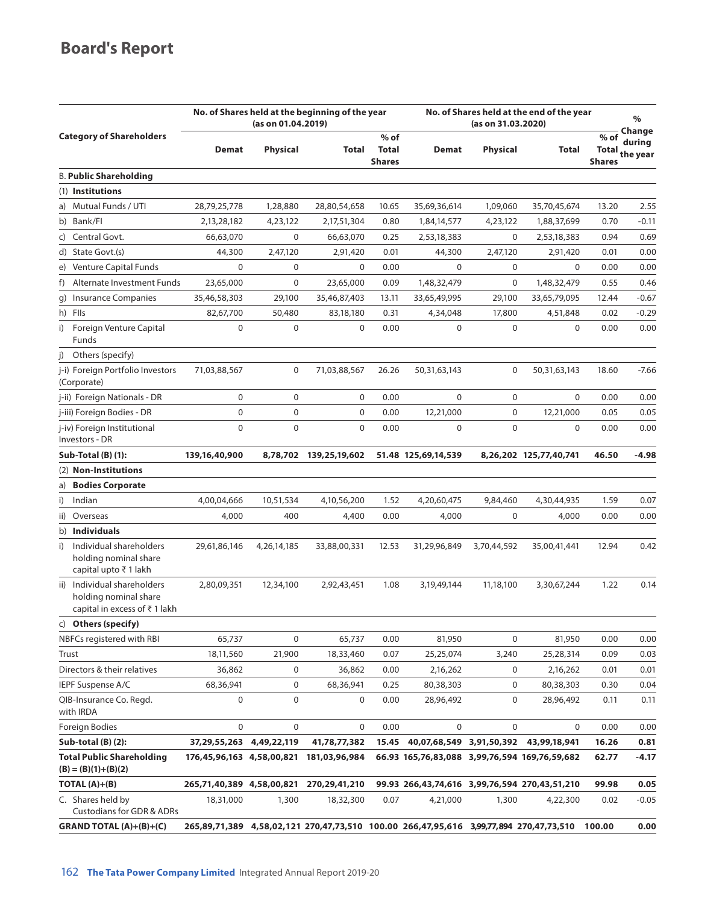# Board's Report

| Category of Shareholders | No. of Shares held at the beginning of the year (as on 01.04.2019) | | | | No. of Shares held at the end of the year (as on 31.03.2020) | | | | % Change during the year |
|---|---|---|---|---|---|---|---|---|---|
| | Demat | Physical | Total | % of Total Shares | Demat | Physical | Total | % of Total Shares | |
| B. **Public Shareholding** | | | | | | | | | |
| (1) **Institutions** | | | | | | | | | |
| a) Mutual Funds / UTI | 28,79,25,778 | 1,28,880 | 28,80,54,658 | 10.65 | 35,69,36,614 | 1,09,060 | 35,70,45,674 | 13.20 | 2.55 |
| b) Bank/FI | 2,13,28,182 | 4,23,122 | 2,17,51,304 | 0.80 | 1,84,14,577 | 4,23,122 | 1,88,37,699 | 0.70 | -0.11 |
| c) Central Govt. | 66,63,070 | 0 | 66,63,070 | 0.25 | 2,53,18,383 | 0 | 2,53,18,383 | 0.94 | 0.69 |
| d) State Govt.(s) | 44,300 | 2,47,120 | 2,91,420 | 0.01 | 44,300 | 2,47,120 | 2,91,420 | 0.01 | 0.00 |
| e) Venture Capital Funds | 0 | 0 | 0 | 0.00 | 0 | 0 | 0 | 0.00 | 0.00 |
| f) Alternate Investment Funds | 23,65,000 | 0 | 23,65,000 | 0.09 | 1,48,32,479 | 0 | 1,48,32,479 | 0.55 | 0.46 |
| g) Insurance Companies | 35,46,58,303 | 29,100 | 35,46,87,403 | 13.11 | 33,65,49,995 | 29,100 | 33,65,79,095 | 12.44 | -0.67 |
| h) FIIs | 82,67,700 | 50,480 | 83,18,180 | 0.31 | 4,34,048 | 17,800 | 4,51,848 | 0.02 | -0.29 |
| i) Foreign Venture Capital Funds | 0 | 0 | 0 | 0.00 | 0 | 0 | 0 | 0.00 | 0.00 |
| j) Others (specify) | | | | | | | | | |
| j-i) Foreign Portfolio Investors (Corporate) | 71,03,88,567 | 0 | 71,03,88,567 | 26.26 | 50,31,63,143 | 0 | 50,31,63,143 | 18.60 | -7.66 |
| j-ii) Foreign Nationals - DR | 0 | 0 | 0 | 0.00 | 0 | 0 | 0 | 0.00 | 0.00 |
| j-iii) Foreign Bodies - DR | 0 | 0 | 0 | 0.00 | 12,21,000 | 0 | 12,21,000 | 0.05 | 0.05 |
| j-iv) Foreign Institutional Investors - DR | 0 | 0 | 0 | 0.00 | 0 | 0 | 0 | 0.00 | 0.00 |
| **Sub-Total (B) (1):** | **139,16,40,900** | **8,78,702** | **139,25,19,602** | **51.48** | **125,69,14,539** | **8,26,202** | **125,77,40,741** | **46.50** | **-4.98** |
| (2) **Non-Institutions** | | | | | | | | | |
| a) **Bodies Corporate** | | | | | | | | | |
| i) Indian | 4,00,04,666 | 10,51,534 | 4,10,56,200 | 1.52 | 4,20,60,475 | 9,84,460 | 4,30,44,935 | 1.59 | 0.07 |
| ii) Overseas | 4,000 | 400 | 4,400 | 0.00 | 4,000 | 0 | 4,000 | 0.00 | 0.00 |
| b) **Individuals** | | | | | | | | | |
| i) Individual shareholders holding nominal share capital upto ₹ 1 lakh | 29,61,86,146 | 4,26,14,185 | 33,88,00,331 | 12.53 | 31,29,96,849 | 3,70,44,592 | 35,00,41,441 | 12.94 | 0.42 |
| ii) Individual shareholders holding nominal share capital in excess of ₹ 1 lakh | 2,80,09,351 | 12,34,100 | 2,92,43,451 | 1.08 | 3,19,49,144 | 11,18,100 | 3,30,67,244 | 1.22 | 0.14 |
| c) **Others (specify)** | | | | | | | | | |
| NBFCs registered with RBI | 65,737 | 0 | 65,737 | 0.00 | 81,950 | 0 | 81,950 | 0.00 | 0.00 |
| Trust | 18,11,560 | 21,900 | 18,33,460 | 0.07 | 25,25,074 | 3,240 | 25,28,314 | 0.09 | 0.03 |
| Directors & their relatives | 36,862 | 0 | 36,862 | 0.00 | 2,16,262 | 0 | 2,16,262 | 0.01 | 0.01 |
| IEPF Suspense A/C | 68,36,941 | 0 | 68,36,941 | 0.25 | 80,38,303 | 0 | 80,38,303 | 0.30 | 0.04 |
| QIB-Insurance Co. Regd. with IRDA | 0 | 0 | 0 | 0.00 | 28,96,492 | 0 | 28,96,492 | 0.11 | 0.11 |
| Foreign Bodies | 0 | 0 | 0 | 0.00 | 0 | 0 | 0 | 0.00 | 0.00 |
| **Sub-total (B) (2):** | **37,29,55,263** | **4,49,22,119** | **41,78,77,382** | **15.45** | **40,07,68,549** | **3,91,50,392** | **43,99,18,941** | **16.26** | **0.81** |
| **Total Public Shareholding (B) = (B)(1)+(B)(2)** | **176,45,96,163** | **4,58,00,821** | **181,03,96,984** | **66.93** | **165,76,83,088** | **3,99,76,594** | **169,76,59,682** | **62.77** | **-4.17** |
| **TOTAL (A)+(B)** | **265,71,40,389** | **4,58,00,821** | **270,29,41,210** | **99.93** | **266,43,74,616** | **3,99,76,594** | **270,43,51,210** | **99.98** | **0.05** |
| C. Shares held by Custodians for GDR & ADRs | 18,31,000 | 1,300 | 18,32,300 | 0.07 | 4,21,000 | 1,300 | 4,22,300 | 0.02 | -0.05 |
| **GRAND TOTAL (A)+(B)+(C)** | **265,89,71,389** | **4,58,02,121** | **270,47,73,510** | **100.00** | **266,47,95,616** | **3,99,77,894** | **270,47,73,510** | **100.00** | **0.00** |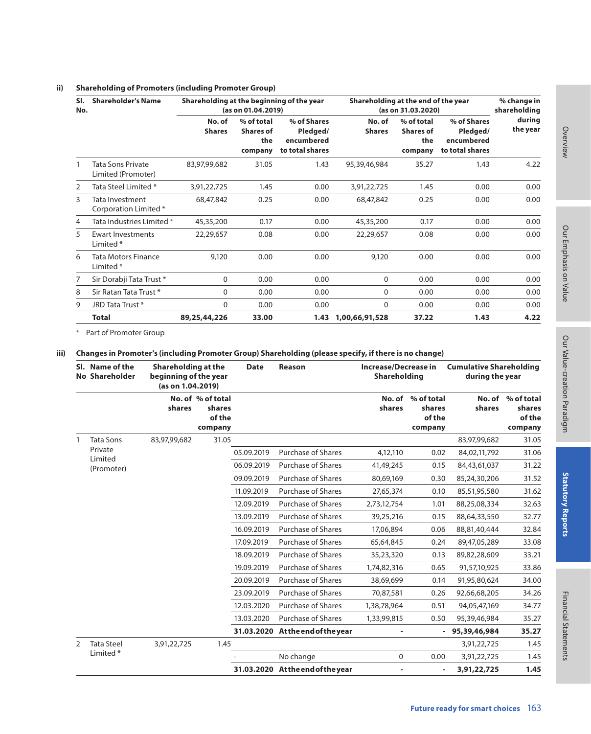**ii) Shareholding of Promoters (including Promoter Group)**

| Sl. No. | Shareholder's Name | Shareholding at the beginning of the year (as on 01.04.2019) | | | Shareholding at the end of the year (as on 31.03.2020) | | | % change in shareholding during the year |
|---|---|---|---|---|---|---|---|---|
| | | No. of Shares | % of total Shares of the company | % of Shares Pledged/ encumbered to total shares | No. of Shares | % of total Shares of the company | % of Shares Pledged/ encumbered to total shares | |
| 1 | Tata Sons Private Limited (Promoter) | 83,97,99,682 | 31.05 | 1.43 | 95,39,46,984 | 35.27 | 1.43 | 4.22 |
| 2 | Tata Steel Limited * | 3,91,22,725 | 1.45 | 0.00 | 3,91,22,725 | 1.45 | 0.00 | 0.00 |
| 3 | Tata Investment Corporation Limited * | 68,47,842 | 0.25 | 0.00 | 68,47,842 | 0.25 | 0.00 | 0.00 |
| 4 | Tata Industries Limited * | 45,35,200 | 0.17 | 0.00 | 45,35,200 | 0.17 | 0.00 | 0.00 |
| 5 | Ewart Investments Limited * | 22,29,657 | 0.08 | 0.00 | 22,29,657 | 0.08 | 0.00 | 0.00 |
| 6 | Tata Motors Finance Limited * | 9,120 | 0.00 | 0.00 | 9,120 | 0.00 | 0.00 | 0.00 |
| 7 | Sir Dorabji Tata Trust * | 0 | 0.00 | 0.00 | 0 | 0.00 | 0.00 | 0.00 |
| 8 | Sir Ratan Tata Trust * | 0 | 0.00 | 0.00 | 0 | 0.00 | 0.00 | 0.00 |
| 9 | JRD Tata Trust * | 0 | 0.00 | 0.00 | 0 | 0.00 | 0.00 | 0.00 |
| | **Total** | **89,25,44,226** | **33.00** | **1.43** | **1,00,66,91,528** | **37.22** | **1.43** | **4.22** |

\* Part of Promoter Group

**iii) Changes in Promoter's (including Promoter Group) Shareholding (please specify, if there is no change)**

| Sl. No | Name of the Shareholder | Shareholding at the beginning of the year (as on 1.04.2019) | | Date | Reason | Increase/Decrease in Shareholding | | Cumulative Shareholding during the year | |
|---|---|---|---|---|---|---|---|---|---|
| | | No. of shares | % of total shares of the company | | | No. of shares | % of total shares of the company | No. of shares | % of total shares of the company |
| 1 | Tata Sons Private Limited (Promoter) | 83,97,99,682 | 31.05 | | | | | 83,97,99,682 | 31.05 |
| | | | | 05.09.2019 | Purchase of Shares | 4,12,110 | 0.02 | 84,02,11,792 | 31.06 |
| | | | | 06.09.2019 | Purchase of Shares | 41,49,245 | 0.15 | 84,43,61,037 | 31.22 |
| | | | | 09.09.2019 | Purchase of Shares | 80,69,169 | 0.30 | 85,24,30,206 | 31.52 |
| | | | | 11.09.2019 | Purchase of Shares | 27,65,374 | 0.10 | 85,51,95,580 | 31.62 |
| | | | | 12.09.2019 | Purchase of Shares | 2,73,12,754 | 1.01 | 88,25,08,334 | 32.63 |
| | | | | 13.09.2019 | Purchase of Shares | 39,25,216 | 0.15 | 88,64,33,550 | 32.77 |
| | | | | 16.09.2019 | Purchase of Shares | 17,06,894 | 0.06 | 88,81,40,444 | 32.84 |
| | | | | 17.09.2019 | Purchase of Shares | 65,64,845 | 0.24 | 89,47,05,289 | 33.08 |
| | | | | 18.09.2019 | Purchase of Shares | 35,23,320 | 0.13 | 89,82,28,609 | 33.21 |
| | | | | 19.09.2019 | Purchase of Shares | 1,74,82,316 | 0.65 | 91,57,10,925 | 33.86 |
| | | | | 20.09.2019 | Purchase of Shares | 38,69,699 | 0.14 | 91,95,80,624 | 34.00 |
| | | | | 23.09.2019 | Purchase of Shares | 70,87,581 | 0.26 | 92,66,68,205 | 34.26 |
| | | | | 12.03.2020 | Purchase of Shares | 1,38,78,964 | 0.51 | 94,05,47,169 | 34.77 |
| | | | | 13.03.2020 | Purchase of Shares | 1,33,99,815 | 0.50 | 95,39,46,984 | 35.27 |
| | | | | **31.03.2020** | **At the end of the year** | - | - | **95,39,46,984** | **35.27** |
| 2 | Tata Steel Limited * | 3,91,22,725 | 1.45 | | | | | 3,91,22,725 | 1.45 |
| | | | | - | No change | 0 | 0.00 | 3,91,22,725 | 1.45 |
| | | | | **31.03.2020** | **At the end of the year** | - | - | **3,91,22,725** | **1.45** |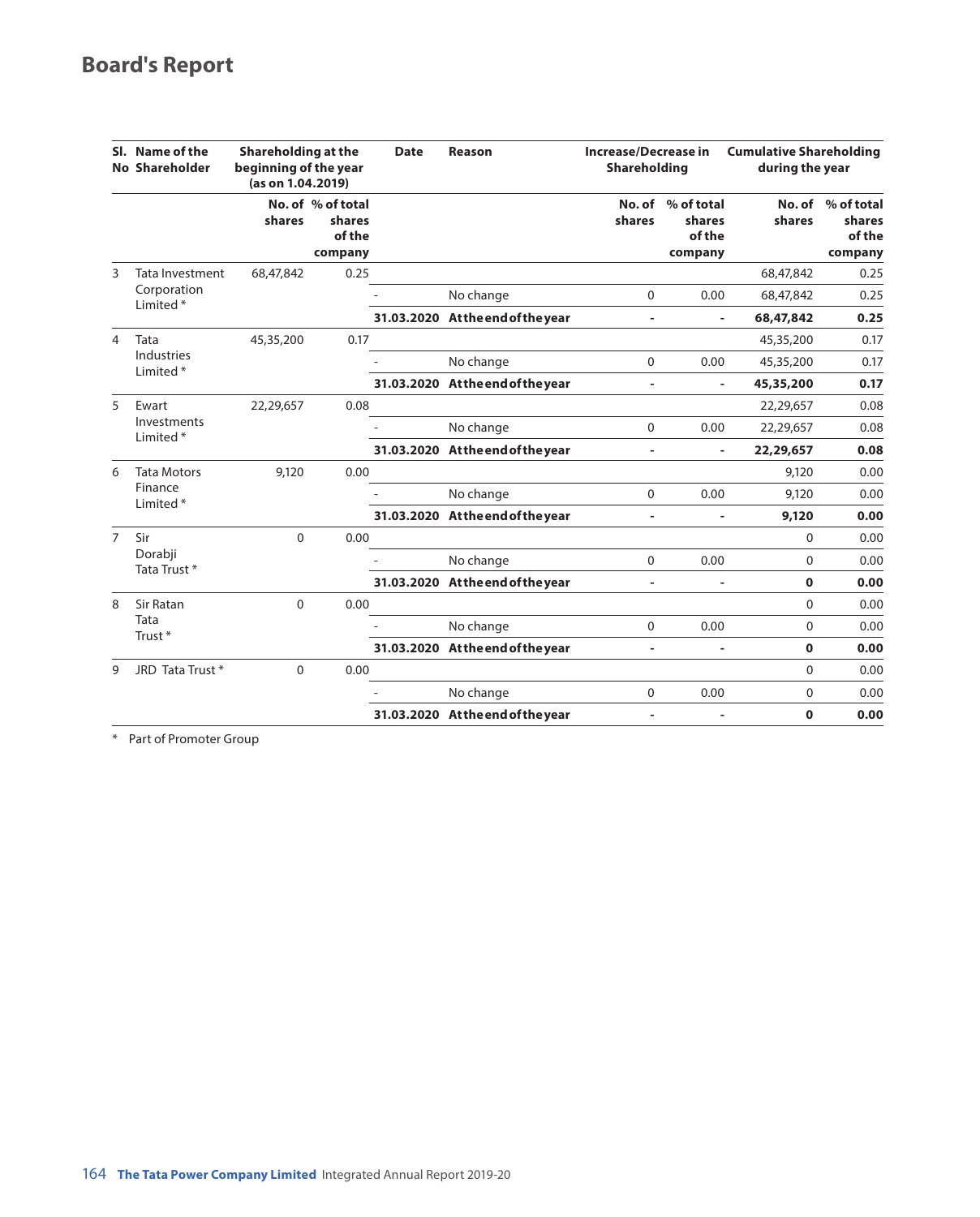| Sl. No | Name of the Shareholder | Shareholding at the beginning of the year (as on 1.04.2019) | | Date | Reason | Increase/Decrease in Shareholding | | Cumulative Shareholding during the year | |
|---|---|---|---|---|---|---|---|---|---|
| | | No. of shares | % of total shares of the company | | | No. of shares | % of total shares of the company | No. of shares | % of total shares of the company |
| 3 | Tata Investment Corporation Limited * | 68,47,842 | 0.25 | | | | | 68,47,842 | 0.25 |
| | | | | - | No change | 0 | 0.00 | 68,47,842 | 0.25 |
| | | | | **31.03.2020** | **At the end of the year** | **-** | **-** | **68,47,842** | **0.25** |
| 4 | Tata Industries Limited * | 45,35,200 | 0.17 | | | | | 45,35,200 | 0.17 |
| | | | | - | No change | 0 | 0.00 | 45,35,200 | 0.17 |
| | | | | **31.03.2020** | **At the end of the year** | **-** | **-** | **45,35,200** | **0.17** |
| 5 | Ewart Investments Limited * | 22,29,657 | 0.08 | | | | | 22,29,657 | 0.08 |
| | | | | - | No change | 0 | 0.00 | 22,29,657 | 0.08 |
| | | | | **31.03.2020** | **At the end of the year** | **-** | **-** | **22,29,657** | **0.08** |
| 6 | Tata Motors Finance Limited * | 9,120 | 0.00 | | | | | 9,120 | 0.00 |
| | | | | - | No change | 0 | 0.00 | 9,120 | 0.00 |
| | | | | **31.03.2020** | **At the end of the year** | **-** | **-** | **9,120** | **0.00** |
| 7 | Sir Dorabji Tata Trust * | 0 | 0.00 | | | | | 0 | 0.00 |
| | | | | - | No change | 0 | 0.00 | 0 | 0.00 |
| | | | | **31.03.2020** | **At the end of the year** | **-** | **-** | **0** | **0.00** |
| 8 | Sir Ratan Tata Trust * | 0 | 0.00 | | | | | 0 | 0.00 |
| | | | | - | No change | 0 | 0.00 | 0 | 0.00 |
| | | | | **31.03.2020** | **At the end of the year** | **-** | **-** | **0** | **0.00** |
| 9 | JRD Tata Trust * | 0 | 0.00 | | | | | 0 | 0.00 |
| | | | | - | No change | 0 | 0.00 | 0 | 0.00 |
| | | | | **31.03.2020** | **At the end of the year** | **-** | **-** | **0** | **0.00** |

\* Part of Promoter Group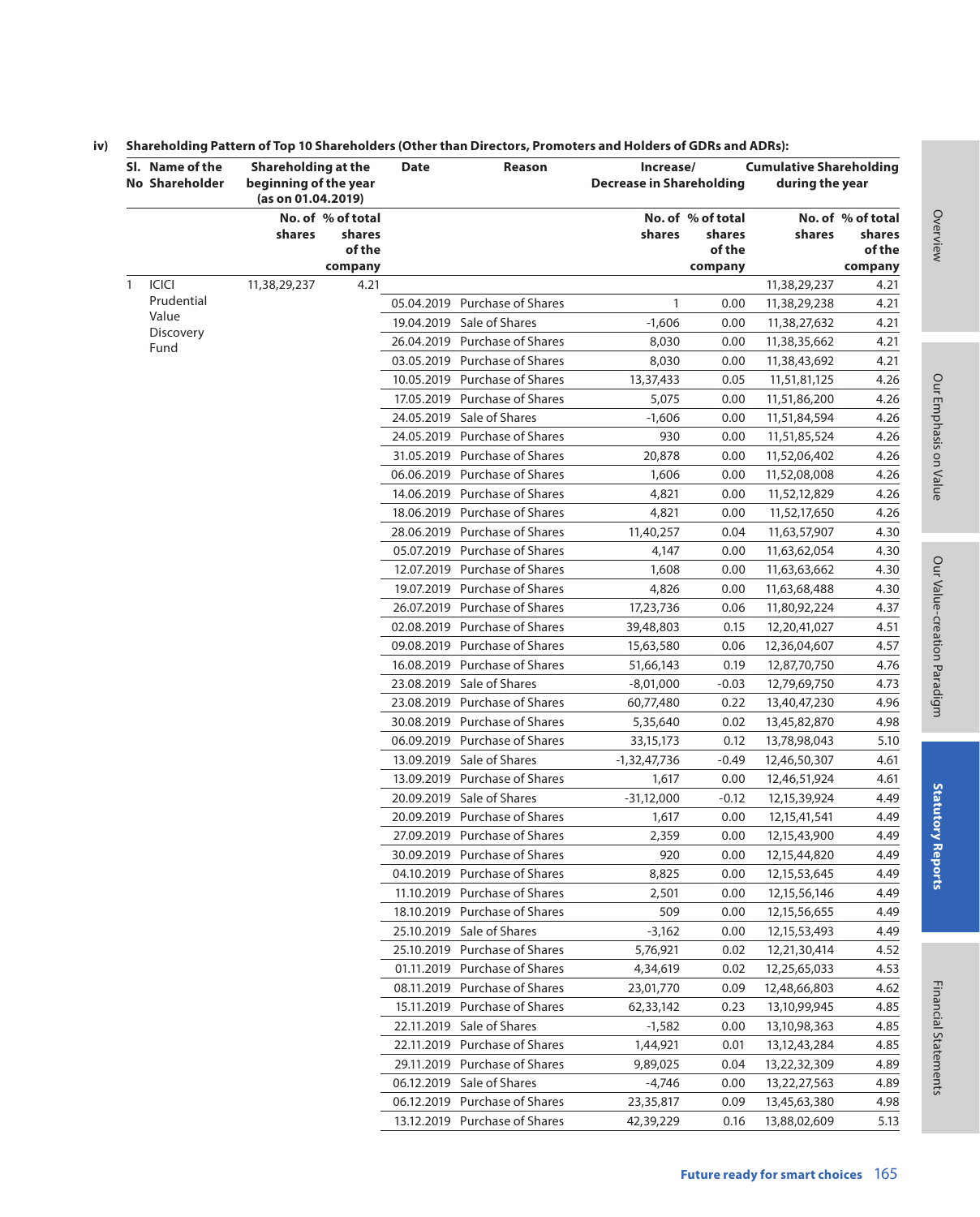iv) **Shareholding Pattern of Top 10 Shareholders (Other than Directors, Promoters and Holders of GDRs and ADRs):**

| Sl. No | Name of the Shareholder | Shareholding at the beginning of the year (as on 01.04.2019) | | Date | Reason | Increase/ Decrease in Shareholding | | Cumulative Shareholding during the year | |
|---|---|---|---|---|---|---|---|---|---|
| | | No. of shares | % of total shares of the company | | | No. of shares | % of total shares of the company | No. of shares | % of total shares of the company |
| 1 | ICICI Prudential Value Discovery Fund | 11,38,29,237 | 4.21 | | | | | 11,38,29,237 | 4.21 |
| | | | | 05.04.2019 | Purchase of Shares | 1 | 0.00 | 11,38,29,238 | 4.21 |
| | | | | 19.04.2019 | Sale of Shares | -1,606 | 0.00 | 11,38,27,632 | 4.21 |
| | | | | 26.04.2019 | Purchase of Shares | 8,030 | 0.00 | 11,38,35,662 | 4.21 |
| | | | | 03.05.2019 | Purchase of Shares | 8,030 | 0.00 | 11,38,43,692 | 4.21 |
| | | | | 10.05.2019 | Purchase of Shares | 13,37,433 | 0.05 | 11,51,81,125 | 4.26 |
| | | | | 17.05.2019 | Purchase of Shares | 5,075 | 0.00 | 11,51,86,200 | 4.26 |
| | | | | 24.05.2019 | Sale of Shares | -1,606 | 0.00 | 11,51,84,594 | 4.26 |
| | | | | 24.05.2019 | Purchase of Shares | 930 | 0.00 | 11,51,85,524 | 4.26 |
| | | | | 31.05.2019 | Purchase of Shares | 20,878 | 0.00 | 11,52,06,402 | 4.26 |
| | | | | 06.06.2019 | Purchase of Shares | 1,606 | 0.00 | 11,52,08,008 | 4.26 |
| | | | | 14.06.2019 | Purchase of Shares | 4,821 | 0.00 | 11,52,12,829 | 4.26 |
| | | | | 18.06.2019 | Purchase of Shares | 4,821 | 0.00 | 11,52,17,650 | 4.26 |
| | | | | 28.06.2019 | Purchase of Shares | 11,40,257 | 0.04 | 11,63,57,907 | 4.30 |
| | | | | 05.07.2019 | Purchase of Shares | 4,147 | 0.00 | 11,63,62,054 | 4.30 |
| | | | | 12.07.2019 | Purchase of Shares | 1,608 | 0.00 | 11,63,63,662 | 4.30 |
| | | | | 19.07.2019 | Purchase of Shares | 4,826 | 0.00 | 11,63,68,488 | 4.30 |
| | | | | 26.07.2019 | Purchase of Shares | 17,23,736 | 0.06 | 11,80,92,224 | 4.37 |
| | | | | 02.08.2019 | Purchase of Shares | 39,48,803 | 0.15 | 12,20,41,027 | 4.51 |
| | | | | 09.08.2019 | Purchase of Shares | 15,63,580 | 0.06 | 12,36,04,607 | 4.57 |
| | | | | 16.08.2019 | Purchase of Shares | 51,66,143 | 0.19 | 12,87,70,750 | 4.76 |
| | | | | 23.08.2019 | Sale of Shares | -8,01,000 | -0.03 | 12,79,69,750 | 4.73 |
| | | | | 23.08.2019 | Purchase of Shares | 60,77,480 | 0.22 | 13,40,47,230 | 4.96 |
| | | | | 30.08.2019 | Purchase of Shares | 5,35,640 | 0.02 | 13,45,82,870 | 4.98 |
| | | | | 06.09.2019 | Purchase of Shares | 33,15,173 | 0.12 | 13,78,98,043 | 5.10 |
| | | | | 13.09.2019 | Sale of Shares | -1,32,47,736 | -0.49 | 12,46,50,307 | 4.61 |
| | | | | 13.09.2019 | Purchase of Shares | 1,617 | 0.00 | 12,46,51,924 | 4.61 |
| | | | | 20.09.2019 | Sale of Shares | -31,12,000 | -0.12 | 12,15,39,924 | 4.49 |
| | | | | 20.09.2019 | Purchase of Shares | 1,617 | 0.00 | 12,15,41,541 | 4.49 |
| | | | | 27.09.2019 | Purchase of Shares | 2,359 | 0.00 | 12,15,43,900 | 4.49 |
| | | | | 30.09.2019 | Purchase of Shares | 920 | 0.00 | 12,15,44,820 | 4.49 |
| | | | | 04.10.2019 | Purchase of Shares | 8,825 | 0.00 | 12,15,53,645 | 4.49 |
| | | | | 11.10.2019 | Purchase of Shares | 2,501 | 0.00 | 12,15,56,146 | 4.49 |
| | | | | 18.10.2019 | Purchase of Shares | 509 | 0.00 | 12,15,56,655 | 4.49 |
| | | | | 25.10.2019 | Sale of Shares | -3,162 | 0.00 | 12,15,53,493 | 4.49 |
| | | | | 25.10.2019 | Purchase of Shares | 5,76,921 | 0.02 | 12,21,30,414 | 4.52 |
| | | | | 01.11.2019 | Purchase of Shares | 4,34,619 | 0.02 | 12,25,65,033 | 4.53 |
| | | | | 08.11.2019 | Purchase of Shares | 23,01,770 | 0.09 | 12,48,66,803 | 4.62 |
| | | | | 15.11.2019 | Purchase of Shares | 62,33,142 | 0.23 | 13,10,99,945 | 4.85 |
| | | | | 22.11.2019 | Sale of Shares | -1,582 | 0.00 | 13,10,98,363 | 4.85 |
| | | | | 22.11.2019 | Purchase of Shares | 1,44,921 | 0.01 | 13,12,43,284 | 4.85 |
| | | | | 29.11.2019 | Purchase of Shares | 9,89,025 | 0.04 | 13,22,32,309 | 4.89 |
| | | | | 06.12.2019 | Sale of Shares | -4,746 | 0.00 | 13,22,27,563 | 4.89 |
| | | | | 06.12.2019 | Purchase of Shares | 23,35,817 | 0.09 | 13,45,63,380 | 4.98 |
| | | | | 13.12.2019 | Purchase of Shares | 42,39,229 | 0.16 | 13,88,02,609 | 5.13 |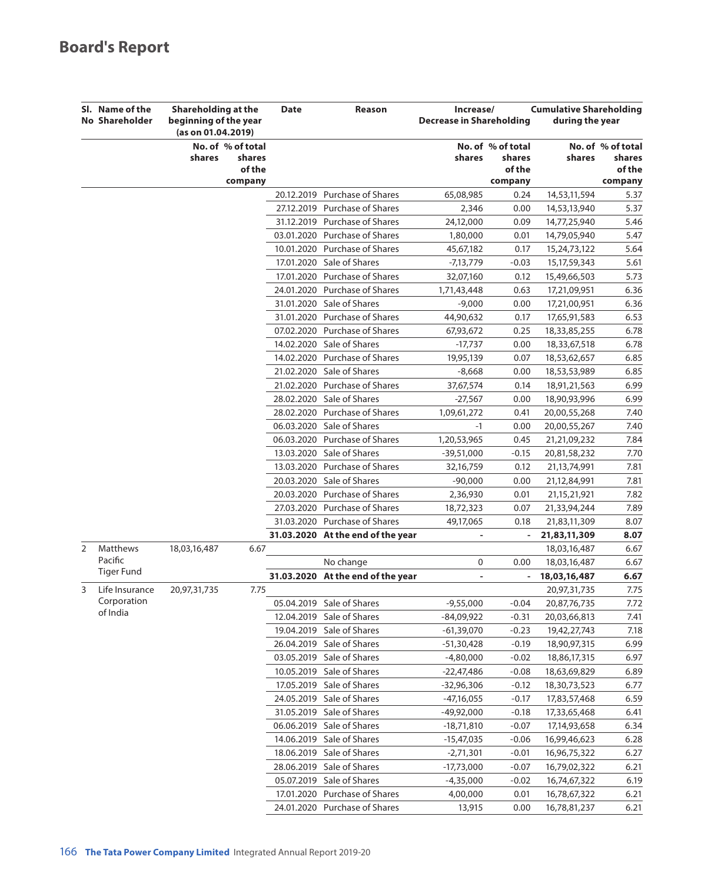## Board's Report

| Sl. No | Name of the Shareholder | Shareholding at the beginning of the year (as on 01.04.2019) | | Date | Reason | Increase/ Decrease in Shareholding | | Cumulative Shareholding during the year | |
|---|---|---|---|---|---|---|---|---|---|
| | | No. of shares | % of total shares of the company | | | No. of shares | % of total shares of the company | No. of shares | % of total shares of the company |
| | | | | 20.12.2019 | Purchase of Shares | 65,08,985 | 0.24 | 14,53,11,594 | 5.37 |
| | | | | 27.12.2019 | Purchase of Shares | 2,346 | 0.00 | 14,53,13,940 | 5.37 |
| | | | | 31.12.2019 | Purchase of Shares | 24,12,000 | 0.09 | 14,77,25,940 | 5.46 |
| | | | | 03.01.2020 | Purchase of Shares | 1,80,000 | 0.01 | 14,79,05,940 | 5.47 |
| | | | | 10.01.2020 | Purchase of Shares | 45,67,182 | 0.17 | 15,24,73,122 | 5.64 |
| | | | | 17.01.2020 | Sale of Shares | -7,13,779 | -0.03 | 15,17,59,343 | 5.61 |
| | | | | 17.01.2020 | Purchase of Shares | 32,07,160 | 0.12 | 15,49,66,503 | 5.73 |
| | | | | 24.01.2020 | Purchase of Shares | 1,71,43,448 | 0.63 | 17,21,09,951 | 6.36 |
| | | | | 31.01.2020 | Sale of Shares | -9,000 | 0.00 | 17,21,00,951 | 6.36 |
| | | | | 31.01.2020 | Purchase of Shares | 44,90,632 | 0.17 | 17,65,91,583 | 6.53 |
| | | | | 07.02.2020 | Purchase of Shares | 67,93,672 | 0.25 | 18,33,85,255 | 6.78 |
| | | | | 14.02.2020 | Sale of Shares | -17,737 | 0.00 | 18,33,67,518 | 6.78 |
| | | | | 14.02.2020 | Purchase of Shares | 19,95,139 | 0.07 | 18,53,62,657 | 6.85 |
| | | | | 21.02.2020 | Sale of Shares | -8,668 | 0.00 | 18,53,53,989 | 6.85 |
| | | | | 21.02.2020 | Purchase of Shares | 37,67,574 | 0.14 | 18,91,21,563 | 6.99 |
| | | | | 28.02.2020 | Sale of Shares | -27,567 | 0.00 | 18,90,93,996 | 6.99 |
| | | | | 28.02.2020 | Purchase of Shares | 1,09,61,272 | 0.41 | 20,00,55,268 | 7.40 |
| | | | | 06.03.2020 | Sale of Shares | -1 | 0.00 | 20,00,55,267 | 7.40 |
| | | | | 06.03.2020 | Purchase of Shares | 1,20,53,965 | 0.45 | 21,21,09,232 | 7.84 |
| | | | | 13.03.2020 | Sale of Shares | -39,51,000 | -0.15 | 20,81,58,232 | 7.70 |
| | | | | 13.03.2020 | Purchase of Shares | 32,16,759 | 0.12 | 21,13,74,991 | 7.81 |
| | | | | 20.03.2020 | Sale of Shares | -90,000 | 0.00 | 21,12,84,991 | 7.81 |
| | | | | 20.03.2020 | Purchase of Shares | 2,36,930 | 0.01 | 21,15,21,921 | 7.82 |
| | | | | 27.03.2020 | Purchase of Shares | 18,72,323 | 0.07 | 21,33,94,244 | 7.89 |
| | | | | 31.03.2020 | Purchase of Shares | 49,17,065 | 0.18 | 21,83,11,309 | 8.07 |
| | | | | **31.03.2020** | **At the end of the year** | **-** | **-** | **21,83,11,309** | **8.07** |
| 2 | Matthews Pacific Tiger Fund | 18,03,16,487 | 6.67 | | | | | 18,03,16,487 | 6.67 |
| | | | | | No change | 0 | 0.00 | 18,03,16,487 | 6.67 |
| | | | | **31.03.2020** | **At the end of the year** | **-** | **-** | **18,03,16,487** | **6.67** |
| 3 | Life Insurance Corporation of India | 20,97,31,735 | 7.75 | | | | | 20,97,31,735 | 7.75 |
| | | | | 05.04.2019 | Sale of Shares | -9,55,000 | -0.04 | 20,87,76,735 | 7.72 |
| | | | | 12.04.2019 | Sale of Shares | -84,09,922 | -0.31 | 20,03,66,813 | 7.41 |
| | | | | 19.04.2019 | Sale of Shares | -61,39,070 | -0.23 | 19,42,27,743 | 7.18 |
| | | | | 26.04.2019 | Sale of Shares | -51,30,428 | -0.19 | 18,90,97,315 | 6.99 |
| | | | | 03.05.2019 | Sale of Shares | -4,80,000 | -0.02 | 18,86,17,315 | 6.97 |
| | | | | 10.05.2019 | Sale of Shares | -22,47,486 | -0.08 | 18,63,69,829 | 6.89 |
| | | | | 17.05.2019 | Sale of Shares | -32,96,306 | -0.12 | 18,30,73,523 | 6.77 |
| | | | | 24.05.2019 | Sale of Shares | -47,16,055 | -0.17 | 17,83,57,468 | 6.59 |
| | | | | 31.05.2019 | Sale of Shares | -49,92,000 | -0.18 | 17,33,65,468 | 6.41 |
| | | | | 06.06.2019 | Sale of Shares | -18,71,810 | -0.07 | 17,14,93,658 | 6.34 |
| | | | | 14.06.2019 | Sale of Shares | -15,47,035 | -0.06 | 16,99,46,623 | 6.28 |
| | | | | 18.06.2019 | Sale of Shares | -2,71,301 | -0.01 | 16,96,75,322 | 6.27 |
| | | | | 28.06.2019 | Sale of Shares | -17,73,000 | -0.07 | 16,79,02,322 | 6.21 |
| | | | | 05.07.2019 | Sale of Shares | -4,35,000 | -0.02 | 16,74,67,322 | 6.19 |
| | | | | 17.01.2020 | Purchase of Shares | 4,00,000 | 0.01 | 16,78,67,322 | 6.21 |
| | | | | 24.01.2020 | Purchase of Shares | 13,915 | 0.00 | 16,78,81,237 | 6.21 |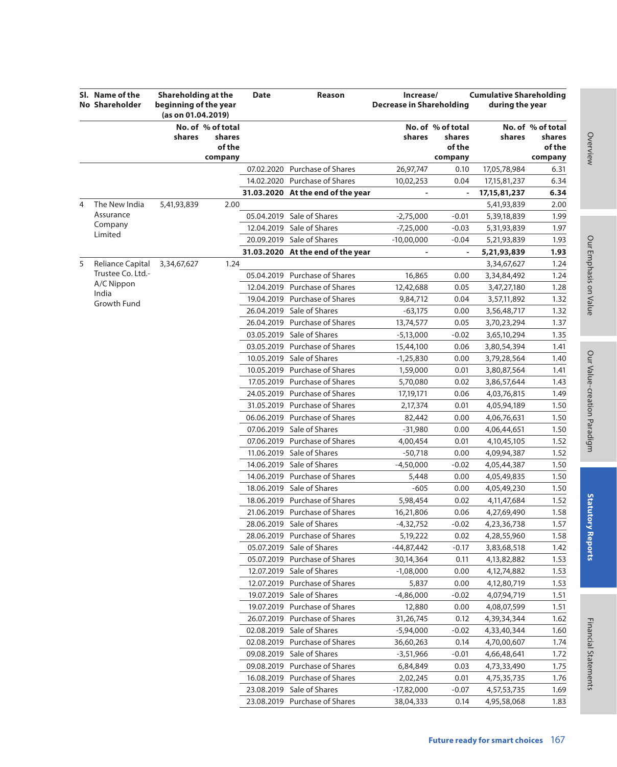| Sl. No | Name of the Shareholder | Shareholding at the beginning of the year (as on 01.04.2019) | | Date | Reason | Increase/ Decrease in Shareholding | | Cumulative Shareholding during the year | |
|---|---|---|---|---|---|---|---|---|---|
| | | No. of shares | % of total shares of the company | | | No. of shares | % of total shares of the company | No. of shares | % of total shares of the company |
| | | | | 07.02.2020 | Purchase of Shares | 26,97,747 | 0.10 | 17,05,78,984 | 6.31 |
| | | | | 14.02.2020 | Purchase of Shares | 10,02,253 | 0.04 | 17,15,81,237 | 6.34 |
| | | | | **31.03.2020** | **At the end of the year** | - | - | **17,15,81,237** | **6.34** |
| 4 | The New India Assurance Company Limited | 5,41,93,839 | 2.00 | | | | | 5,41,93,839 | 2.00 |
| | | | | 05.04.2019 | Sale of Shares | -2,75,000 | -0.01 | 5,39,18,839 | 1.99 |
| | | | | 12.04.2019 | Sale of Shares | -7,25,000 | -0.03 | 5,31,93,839 | 1.97 |
| | | | | 20.09.2019 | Sale of Shares | -10,00,000 | -0.04 | 5,21,93,839 | 1.93 |
| | | | | **31.03.2020** | **At the end of the year** | - | - | **5,21,93,839** | **1.93** |
| 5 | Reliance Capital Trustee Co. Ltd.- A/C Nippon India Growth Fund | 3,34,67,627 | 1.24 | | | | | 3,34,67,627 | 1.24 |
| | | | | 05.04.2019 | Purchase of Shares | 16,865 | 0.00 | 3,34,84,492 | 1.24 |
| | | | | 12.04.2019 | Purchase of Shares | 12,42,688 | 0.05 | 3,47,27,180 | 1.28 |
| | | | | 19.04.2019 | Purchase of Shares | 9,84,712 | 0.04 | 3,57,11,892 | 1.32 |
| | | | | 26.04.2019 | Sale of Shares | -63,175 | 0.00 | 3,56,48,717 | 1.32 |
| | | | | 26.04.2019 | Purchase of Shares | 13,74,577 | 0.05 | 3,70,23,294 | 1.37 |
| | | | | 03.05.2019 | Sale of Shares | -5,13,000 | -0.02 | 3,65,10,294 | 1.35 |
| | | | | 03.05.2019 | Purchase of Shares | 15,44,100 | 0.06 | 3,80,54,394 | 1.41 |
| | | | | 10.05.2019 | Sale of Shares | -1,25,830 | 0.00 | 3,79,28,564 | 1.40 |
| | | | | 10.05.2019 | Purchase of Shares | 1,59,000 | 0.01 | 3,80,87,564 | 1.41 |
| | | | | 17.05.2019 | Purchase of Shares | 5,70,080 | 0.02 | 3,86,57,644 | 1.43 |
| | | | | 24.05.2019 | Purchase of Shares | 17,19,171 | 0.06 | 4,03,76,815 | 1.49 |
| | | | | 31.05.2019 | Purchase of Shares | 2,17,374 | 0.01 | 4,05,94,189 | 1.50 |
| | | | | 06.06.2019 | Purchase of Shares | 82,442 | 0.00 | 4,06,76,631 | 1.50 |
| | | | | 07.06.2019 | Sale of Shares | -31,980 | 0.00 | 4,06,44,651 | 1.50 |
| | | | | 07.06.2019 | Purchase of Shares | 4,00,454 | 0.01 | 4,10,45,105 | 1.52 |
| | | | | 11.06.2019 | Sale of Shares | -50,718 | 0.00 | 4,09,94,387 | 1.52 |
| | | | | 14.06.2019 | Sale of Shares | -4,50,000 | -0.02 | 4,05,44,387 | 1.50 |
| | | | | 14.06.2019 | Purchase of Shares | 5,448 | 0.00 | 4,05,49,835 | 1.50 |
| | | | | 18.06.2019 | Sale of Shares | -605 | 0.00 | 4,05,49,230 | 1.50 |
| | | | | 18.06.2019 | Purchase of Shares | 5,98,454 | 0.02 | 4,11,47,684 | 1.52 |
| | | | | 21.06.2019 | Purchase of Shares | 16,21,806 | 0.06 | 4,27,69,490 | 1.58 |
| | | | | 28.06.2019 | Sale of Shares | -4,32,752 | -0.02 | 4,23,36,738 | 1.57 |
| | | | | 28.06.2019 | Purchase of Shares | 5,19,222 | 0.02 | 4,28,55,960 | 1.58 |
| | | | | 05.07.2019 | Sale of Shares | -44,87,442 | -0.17 | 3,83,68,518 | 1.42 |
| | | | | 05.07.2019 | Purchase of Shares | 30,14,364 | 0.11 | 4,13,82,882 | 1.53 |
| | | | | 12.07.2019 | Sale of Shares | -1,08,000 | 0.00 | 4,12,74,882 | 1.53 |
| | | | | 12.07.2019 | Purchase of Shares | 5,837 | 0.00 | 4,12,80,719 | 1.53 |
| | | | | 19.07.2019 | Sale of Shares | -4,86,000 | -0.02 | 4,07,94,719 | 1.51 |
| | | | | 19.07.2019 | Purchase of Shares | 12,880 | 0.00 | 4,08,07,599 | 1.51 |
| | | | | 26.07.2019 | Purchase of Shares | 31,26,745 | 0.12 | 4,39,34,344 | 1.62 |
| | | | | 02.08.2019 | Sale of Shares | -5,94,000 | -0.02 | 4,33,40,344 | 1.60 |
| | | | | 02.08.2019 | Purchase of Shares | 36,60,263 | 0.14 | 4,70,00,607 | 1.74 |
| | | | | 09.08.2019 | Sale of Shares | -3,51,966 | -0.01 | 4,66,48,641 | 1.72 |
| | | | | 09.08.2019 | Purchase of Shares | 6,84,849 | 0.03 | 4,73,33,490 | 1.75 |
| | | | | 16.08.2019 | Purchase of Shares | 2,02,245 | 0.01 | 4,75,35,735 | 1.76 |
| | | | | 23.08.2019 | Sale of Shares | -17,82,000 | -0.07 | 4,57,53,735 | 1.69 |
| | | | | 23.08.2019 | Purchase of Shares | 38,04,333 | 0.14 | 4,95,58,068 | 1.83 |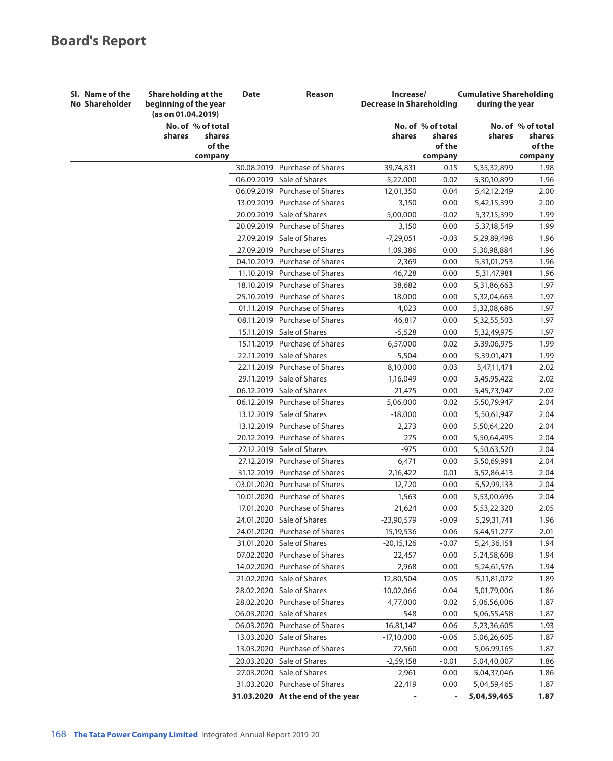| Sl. No | Name of the Shareholder | Shareholding at the beginning of the year (as on 01.04.2019) | | Date | Reason | Increase/ Decrease in Shareholding | | Cumulative Shareholding during the year | |
|---|---|---|---|---|---|---|---|---|---|
| | | No. of shares | % of total shares of the company | | | No. of shares | % of total shares of the company | No. of shares | % of total shares of the company |
| | | | | 30.08.2019 | Purchase of Shares | 39,74,831 | 0.15 | 5,35,32,899 | 1.98 |
| | | | | 06.09.2019 | Sale of Shares | -5,22,000 | -0.02 | 5,30,10,899 | 1.96 |
| | | | | 06.09.2019 | Purchase of Shares | 12,01,350 | 0.04 | 5,42,12,249 | 2.00 |
| | | | | 13.09.2019 | Purchase of Shares | 3,150 | 0.00 | 5,42,15,399 | 2.00 |
| | | | | 20.09.2019 | Sale of Shares | -5,00,000 | -0.02 | 5,37,15,399 | 1.99 |
| | | | | 20.09.2019 | Purchase of Shares | 3,150 | 0.00 | 5,37,18,549 | 1.99 |
| | | | | 27.09.2019 | Sale of Shares | -7,29,051 | -0.03 | 5,29,89,498 | 1.96 |
| | | | | 27.09.2019 | Purchase of Shares | 1,09,386 | 0.00 | 5,30,98,884 | 1.96 |
| | | | | 04.10.2019 | Purchase of Shares | 2,369 | 0.00 | 5,31,01,253 | 1.96 |
| | | | | 11.10.2019 | Purchase of Shares | 46,728 | 0.00 | 5,31,47,981 | 1.96 |
| | | | | 18.10.2019 | Purchase of Shares | 38,682 | 0.00 | 5,31,86,663 | 1.97 |
| | | | | 25.10.2019 | Purchase of Shares | 18,000 | 0.00 | 5,32,04,663 | 1.97 |
| | | | | 01.11.2019 | Purchase of Shares | 4,023 | 0.00 | 5,32,08,686 | 1.97 |
| | | | | 08.11.2019 | Purchase of Shares | 46,817 | 0.00 | 5,32,55,503 | 1.97 |
| | | | | 15.11.2019 | Sale of Shares | -5,528 | 0.00 | 5,32,49,975 | 1.97 |
| | | | | 15.11.2019 | Purchase of Shares | 6,57,000 | 0.02 | 5,39,06,975 | 1.99 |
| | | | | 22.11.2019 | Sale of Shares | -5,504 | 0.00 | 5,39,01,471 | 1.99 |
| | | | | 22.11.2019 | Purchase of Shares | 8,10,000 | 0.03 | 5,47,11,471 | 2.02 |
| | | | | 29.11.2019 | Sale of Shares | -1,16,049 | 0.00 | 5,45,95,422 | 2.02 |
| | | | | 06.12.2019 | Sale of Shares | -21,475 | 0.00 | 5,45,73,947 | 2.02 |
| | | | | 06.12.2019 | Purchase of Shares | 5,06,000 | 0.02 | 5,50,79,947 | 2.04 |
| | | | | 13.12.2019 | Sale of Shares | -18,000 | 0.00 | 5,50,61,947 | 2.04 |
| | | | | 13.12.2019 | Purchase of Shares | 2,273 | 0.00 | 5,50,64,220 | 2.04 |
| | | | | 20.12.2019 | Purchase of Shares | 275 | 0.00 | 5,50,64,495 | 2.04 |
| | | | | 27.12.2019 | Sale of Shares | -975 | 0.00 | 5,50,63,520 | 2.04 |
| | | | | 27.12.2019 | Purchase of Shares | 6,471 | 0.00 | 5,50,69,991 | 2.04 |
| | | | | 31.12.2019 | Purchase of Shares | 2,16,422 | 0.01 | 5,52,86,413 | 2.04 |
| | | | | 03.01.2020 | Purchase of Shares | 12,720 | 0.00 | 5,52,99,133 | 2.04 |
| | | | | 10.01.2020 | Purchase of Shares | 1,563 | 0.00 | 5,53,00,696 | 2.04 |
| | | | | 17.01.2020 | Purchase of Shares | 21,624 | 0.00 | 5,53,22,320 | 2.05 |
| | | | | 24.01.2020 | Sale of Shares | -23,90,579 | -0.09 | 5,29,31,741 | 1.96 |
| | | | | 24.01.2020 | Purchase of Shares | 15,19,536 | 0.06 | 5,44,51,277 | 2.01 |
| | | | | 31.01.2020 | Sale of Shares | -20,15,126 | -0.07 | 5,24,36,151 | 1.94 |
| | | | | 07.02.2020 | Purchase of Shares | 22,457 | 0.00 | 5,24,58,608 | 1.94 |
| | | | | 14.02.2020 | Purchase of Shares | 2,968 | 0.00 | 5,24,61,576 | 1.94 |
| | | | | 21.02.2020 | Sale of Shares | -12,80,504 | -0.05 | 5,11,81,072 | 1.89 |
| | | | | 28.02.2020 | Sale of Shares | -10,02,066 | -0.04 | 5,01,79,006 | 1.86 |
| | | | | 28.02.2020 | Purchase of Shares | 4,77,000 | 0.02 | 5,06,56,006 | 1.87 |
| | | | | 06.03.2020 | Sale of Shares | -548 | 0.00 | 5,06,55,458 | 1.87 |
| | | | | 06.03.2020 | Purchase of Shares | 16,81,147 | 0.06 | 5,23,36,605 | 1.93 |
| | | | | 13.03.2020 | Sale of Shares | -17,10,000 | -0.06 | 5,06,26,605 | 1.87 |
| | | | | 13.03.2020 | Purchase of Shares | 72,560 | 0.00 | 5,06,99,165 | 1.87 |
| | | | | 20.03.2020 | Sale of Shares | -2,59,158 | -0.01 | 5,04,40,007 | 1.86 |
| | | | | 27.03.2020 | Sale of Shares | -2,961 | 0.00 | 5,04,37,046 | 1.86 |
| | | | | 31.03.2020 | Purchase of Shares | 22,419 | 0.00 | 5,04,59,465 | 1.87 |
| | | | | **31.03.2020** | **At the end of the year** | **-** | **-** | **5,04,59,465** | **1.87** |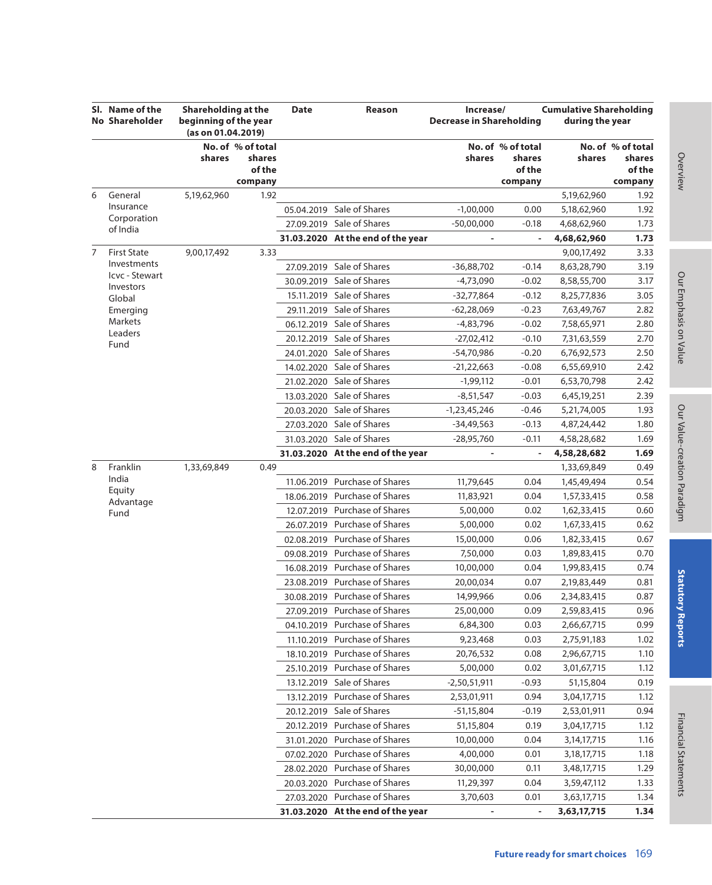| Sl. No | Name of the Shareholder | Shareholding at the beginning of the year (as on 01.04.2019) | | Date | Reason | Increase/ Decrease in Shareholding | | Cumulative Shareholding during the year | |
|---|---|---|---|---|---|---|---|---|---|
| | | No. of shares | % of total shares of the company | | | No. of shares | % of total shares of the company | No. of shares | % of total shares of the company |
| 6 | General Insurance Corporation of India | 5,19,62,960 | 1.92 | | | | | 5,19,62,960 | 1.92 |
| | | | | 05.04.2019 | Sale of Shares | -1,00,000 | 0.00 | 5,18,62,960 | 1.92 |
| | | | | 27.09.2019 | Sale of Shares | -50,00,000 | -0.18 | 4,68,62,960 | 1.73 |
| | | | | **31.03.2020** | **At the end of the year** | - | - | **4,68,62,960** | **1.73** |
| 7 | First State Investments Icvc - Stewart Investors Global Emerging Markets Leaders Fund | 9,00,17,492 | 3.33 | | | | | 9,00,17,492 | 3.33 |
| | | | | 27.09.2019 | Sale of Shares | -36,88,702 | -0.14 | 8,63,28,790 | 3.19 |
| | | | | 30.09.2019 | Sale of Shares | -4,73,090 | -0.02 | 8,58,55,700 | 3.17 |
| | | | | 15.11.2019 | Sale of Shares | -32,77,864 | -0.12 | 8,25,77,836 | 3.05 |
| | | | | 29.11.2019 | Sale of Shares | -62,28,069 | -0.23 | 7,63,49,767 | 2.82 |
| | | | | 06.12.2019 | Sale of Shares | -4,83,796 | -0.02 | 7,58,65,971 | 2.80 |
| | | | | 20.12.2019 | Sale of Shares | -27,02,412 | -0.10 | 7,31,63,559 | 2.70 |
| | | | | 24.01.2020 | Sale of Shares | -54,70,986 | -0.20 | 6,76,92,573 | 2.50 |
| | | | | 14.02.2020 | Sale of Shares | -21,22,663 | -0.08 | 6,55,69,910 | 2.42 |
| | | | | 21.02.2020 | Sale of Shares | -1,99,112 | -0.01 | 6,53,70,798 | 2.42 |
| | | | | 13.03.2020 | Sale of Shares | -8,51,547 | -0.03 | 6,45,19,251 | 2.39 |
| | | | | 20.03.2020 | Sale of Shares | -1,23,45,246 | -0.46 | 5,21,74,005 | 1.93 |
| | | | | 27.03.2020 | Sale of Shares | -34,49,563 | -0.13 | 4,87,24,442 | 1.80 |
| | | | | 31.03.2020 | Sale of Shares | -28,95,760 | -0.11 | 4,58,28,682 | 1.69 |
| | | | | **31.03.2020** | **At the end of the year** | - | - | **4,58,28,682** | **1.69** |
| 8 | Franklin India Equity Advantage Fund | 1,33,69,849 | 0.49 | | | | | 1,33,69,849 | 0.49 |
| | | | | 11.06.2019 | Purchase of Shares | 11,79,645 | 0.04 | 1,45,49,494 | 0.54 |
| | | | | 18.06.2019 | Purchase of Shares | 11,83,921 | 0.04 | 1,57,33,415 | 0.58 |
| | | | | 12.07.2019 | Purchase of Shares | 5,00,000 | 0.02 | 1,62,33,415 | 0.60 |
| | | | | 26.07.2019 | Purchase of Shares | 5,00,000 | 0.02 | 1,67,33,415 | 0.62 |
| | | | | 02.08.2019 | Purchase of Shares | 15,00,000 | 0.06 | 1,82,33,415 | 0.67 |
| | | | | 09.08.2019 | Purchase of Shares | 7,50,000 | 0.03 | 1,89,83,415 | 0.70 |
| | | | | 16.08.2019 | Purchase of Shares | 10,00,000 | 0.04 | 1,99,83,415 | 0.74 |
| | | | | 23.08.2019 | Purchase of Shares | 20,00,034 | 0.07 | 2,19,83,449 | 0.81 |
| | | | | 30.08.2019 | Purchase of Shares | 14,99,966 | 0.06 | 2,34,83,415 | 0.87 |
| | | | | 27.09.2019 | Purchase of Shares | 25,00,000 | 0.09 | 2,59,83,415 | 0.96 |
| | | | | 04.10.2019 | Purchase of Shares | 6,84,300 | 0.03 | 2,66,67,715 | 0.99 |
| | | | | 11.10.2019 | Purchase of Shares | 9,23,468 | 0.03 | 2,75,91,183 | 1.02 |
| | | | | 18.10.2019 | Purchase of Shares | 20,76,532 | 0.08 | 2,96,67,715 | 1.10 |
| | | | | 25.10.2019 | Purchase of Shares | 5,00,000 | 0.02 | 3,01,67,715 | 1.12 |
| | | | | 13.12.2019 | Sale of Shares | -2,50,51,911 | -0.93 | 51,15,804 | 0.19 |
| | | | | 13.12.2019 | Purchase of Shares | 2,53,01,911 | 0.94 | 3,04,17,715 | 1.12 |
| | | | | 20.12.2019 | Sale of Shares | -51,15,804 | -0.19 | 2,53,01,911 | 0.94 |
| | | | | 20.12.2019 | Purchase of Shares | 51,15,804 | 0.19 | 3,04,17,715 | 1.12 |
| | | | | 31.01.2020 | Purchase of Shares | 10,00,000 | 0.04 | 3,14,17,715 | 1.16 |
| | | | | 07.02.2020 | Purchase of Shares | 4,00,000 | 0.01 | 3,18,17,715 | 1.18 |
| | | | | 28.02.2020 | Purchase of Shares | 30,00,000 | 0.11 | 3,48,17,715 | 1.29 |
| | | | | 20.03.2020 | Purchase of Shares | 11,29,397 | 0.04 | 3,59,47,112 | 1.33 |
| | | | | 27.03.2020 | Purchase of Shares | 3,70,603 | 0.01 | 3,63,17,715 | 1.34 |
| | | | | **31.03.2020** | **At the end of the year** | - | - | **3,63,17,715** | **1.34** |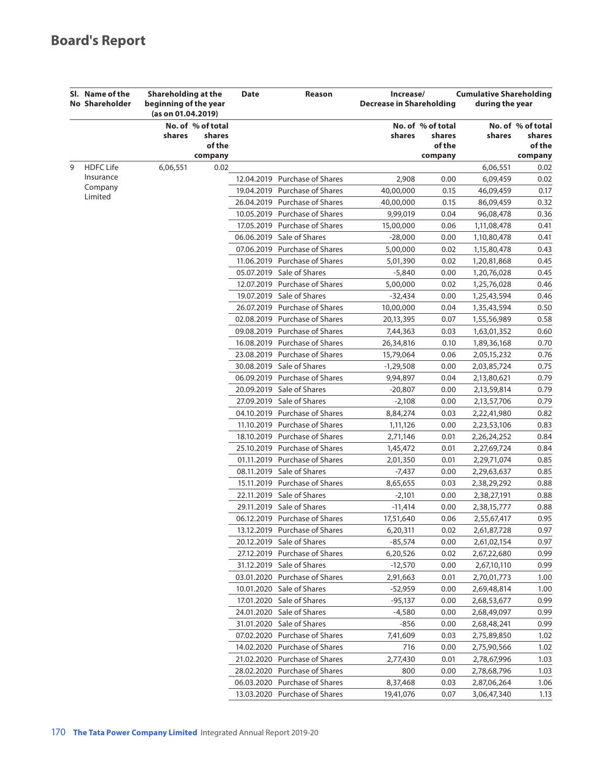# Board's Report

| Sl. No | Name of the Shareholder | Shareholding at the beginning of the year (as on 01.04.2019) | | Date | Reason | Increase/ Decrease in Shareholding | | Cumulative Shareholding during the year | |
|---|---|---|---|---|---|---|---|---|---|
| | | No. of shares | % of total shares of the company | | | No. of shares | % of total shares of the company | No. of shares | % of total shares of the company |
| 9 | HDFC Life Insurance Company Limited | 6,06,551 | 0.02 | | | | | 6,06,551 | 0.02 |
| | | | | 12.04.2019 | Purchase of Shares | 2,908 | 0.00 | 6,09,459 | 0.02 |
| | | | | 19.04.2019 | Purchase of Shares | 40,00,000 | 0.15 | 46,09,459 | 0.17 |
| | | | | 26.04.2019 | Purchase of Shares | 40,00,000 | 0.15 | 86,09,459 | 0.32 |
| | | | | 10.05.2019 | Purchase of Shares | 9,99,019 | 0.04 | 96,08,478 | 0.36 |
| | | | | 17.05.2019 | Purchase of Shares | 15,00,000 | 0.06 | 1,11,08,478 | 0.41 |
| | | | | 06.06.2019 | Sale of Shares | -28,000 | 0.00 | 1,10,80,478 | 0.41 |
| | | | | 07.06.2019 | Purchase of Shares | 5,00,000 | 0.02 | 1,15,80,478 | 0.43 |
| | | | | 11.06.2019 | Purchase of Shares | 5,01,390 | 0.02 | 1,20,81,868 | 0.45 |
| | | | | 05.07.2019 | Sale of Shares | -5,840 | 0.00 | 1,20,76,028 | 0.45 |
| | | | | 12.07.2019 | Purchase of Shares | 5,00,000 | 0.02 | 1,25,76,028 | 0.46 |
| | | | | 19.07.2019 | Sale of Shares | -32,434 | 0.00 | 1,25,43,594 | 0.46 |
| | | | | 26.07.2019 | Purchase of Shares | 10,00,000 | 0.04 | 1,35,43,594 | 0.50 |
| | | | | 02.08.2019 | Purchase of Shares | 20,13,395 | 0.07 | 1,55,56,989 | 0.58 |
| | | | | 09.08.2019 | Purchase of Shares | 7,44,363 | 0.03 | 1,63,01,352 | 0.60 |
| | | | | 16.08.2019 | Purchase of Shares | 26,34,816 | 0.10 | 1,89,36,168 | 0.70 |
| | | | | 23.08.2019 | Purchase of Shares | 15,79,064 | 0.06 | 2,05,15,232 | 0.76 |
| | | | | 30.08.2019 | Sale of Shares | -1,29,508 | 0.00 | 2,03,85,724 | 0.75 |
| | | | | 06.09.2019 | Purchase of Shares | 9,94,897 | 0.04 | 2,13,80,621 | 0.79 |
| | | | | 20.09.2019 | Sale of Shares | -20,807 | 0.00 | 2,13,59,814 | 0.79 |
| | | | | 27.09.2019 | Sale of Shares | -2,108 | 0.00 | 2,13,57,706 | 0.79 |
| | | | | 04.10.2019 | Purchase of Shares | 8,84,274 | 0.03 | 2,22,41,980 | 0.82 |
| | | | | 11.10.2019 | Purchase of Shares | 1,11,126 | 0.00 | 2,23,53,106 | 0.83 |
| | | | | 18.10.2019 | Purchase of Shares | 2,71,146 | 0.01 | 2,26,24,252 | 0.84 |
| | | | | 25.10.2019 | Purchase of Shares | 1,45,472 | 0.01 | 2,27,69,724 | 0.84 |
| | | | | 01.11.2019 | Purchase of Shares | 2,01,350 | 0.01 | 2,29,71,074 | 0.85 |
| | | | | 08.11.2019 | Sale of Shares | -7,437 | 0.00 | 2,29,63,637 | 0.85 |
| | | | | 15.11.2019 | Purchase of Shares | 8,65,655 | 0.03 | 2,38,29,292 | 0.88 |
| | | | | 22.11.2019 | Sale of Shares | -2,101 | 0.00 | 2,38,27,191 | 0.88 |
| | | | | 29.11.2019 | Sale of Shares | -11,414 | 0.00 | 2,38,15,777 | 0.88 |
| | | | | 06.12.2019 | Purchase of Shares | 17,51,640 | 0.06 | 2,55,67,417 | 0.95 |
| | | | | 13.12.2019 | Purchase of Shares | 6,20,311 | 0.02 | 2,61,87,728 | 0.97 |
| | | | | 20.12.2019 | Sale of Shares | -85,574 | 0.00 | 2,61,02,154 | 0.97 |
| | | | | 27.12.2019 | Purchase of Shares | 6,20,526 | 0.02 | 2,67,22,680 | 0.99 |
| | | | | 31.12.2019 | Sale of Shares | -12,570 | 0.00 | 2,67,10,110 | 0.99 |
| | | | | 03.01.2020 | Purchase of Shares | 2,91,663 | 0.01 | 2,70,01,773 | 1.00 |
| | | | | 10.01.2020 | Sale of Shares | -52,959 | 0.00 | 2,69,48,814 | 1.00 |
| | | | | 17.01.2020 | Sale of Shares | -95,137 | 0.00 | 2,68,53,677 | 0.99 |
| | | | | 24.01.2020 | Sale of Shares | -4,580 | 0.00 | 2,68,49,097 | 0.99 |
| | | | | 31.01.2020 | Sale of Shares | -856 | 0.00 | 2,68,48,241 | 0.99 |
| | | | | 07.02.2020 | Purchase of Shares | 7,41,609 | 0.03 | 2,75,89,850 | 1.02 |
| | | | | 14.02.2020 | Purchase of Shares | 716 | 0.00 | 2,75,90,566 | 1.02 |
| | | | | 21.02.2020 | Purchase of Shares | 2,77,430 | 0.01 | 2,78,67,996 | 1.03 |
| | | | | 28.02.2020 | Purchase of Shares | 800 | 0.00 | 2,78,68,796 | 1.03 |
| | | | | 06.03.2020 | Purchase of Shares | 8,37,468 | 0.03 | 2,87,06,264 | 1.06 |
| | | | | 13.03.2020 | Purchase of Shares | 19,41,076 | 0.07 | 3,06,47,340 | 1.13 |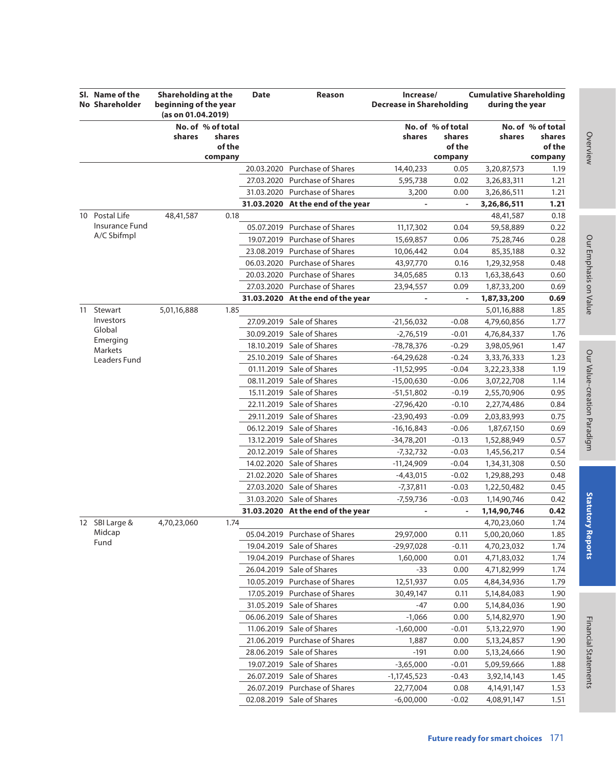| Sl. No | Name of the Shareholder | Shareholding at the beginning of the year (as on 01.04.2019) | | Date | Reason | Increase/ Decrease in Shareholding | | Cumulative Shareholding during the year | |
|---|---|---|---|---|---|---|---|---|---|
| | | No. of shares | % of total shares of the company | | | No. of shares | % of total shares of the company | No. of shares | % of total shares of the company |
| | | | | 20.03.2020 | Purchase of Shares | 14,40,233 | 0.05 | 3,20,87,573 | 1.19 |
| | | | | 27.03.2020 | Purchase of Shares | 5,95,738 | 0.02 | 3,26,83,311 | 1.21 |
| | | | | 31.03.2020 | Purchase of Shares | 3,200 | 0.00 | 3,26,86,511 | 1.21 |
| | | | | **31.03.2020** | **At the end of the year** | - | - | **3,26,86,511** | **1.21** |
| 10 | Postal Life Insurance Fund A/C Sbifmpl | 48,41,587 | 0.18 | | | | | 48,41,587 | 0.18 |
| | | | | 05.07.2019 | Purchase of Shares | 11,17,302 | 0.04 | 59,58,889 | 0.22 |
| | | | | 19.07.2019 | Purchase of Shares | 15,69,857 | 0.06 | 75,28,746 | 0.28 |
| | | | | 23.08.2019 | Purchase of Shares | 10,06,442 | 0.04 | 85,35,188 | 0.32 |
| | | | | 06.03.2020 | Purchase of Shares | 43,97,770 | 0.16 | 1,29,32,958 | 0.48 |
| | | | | 20.03.2020 | Purchase of Shares | 34,05,685 | 0.13 | 1,63,38,643 | 0.60 |
| | | | | 27.03.2020 | Purchase of Shares | 23,94,557 | 0.09 | 1,87,33,200 | 0.69 |
| | | | | **31.03.2020** | **At the end of the year** | - | - | **1,87,33,200** | **0.69** |
| 11 | Stewart Investors Global Emerging Markets Leaders Fund | 5,01,16,888 | 1.85 | | | | | 5,01,16,888 | 1.85 |
| | | | | 27.09.2019 | Sale of Shares | -21,56,032 | -0.08 | 4,79,60,856 | 1.77 |
| | | | | 30.09.2019 | Sale of Shares | -2,76,519 | -0.01 | 4,76,84,337 | 1.76 |
| | | | | 18.10.2019 | Sale of Shares | -78,78,376 | -0.29 | 3,98,05,961 | 1.47 |
| | | | | 25.10.2019 | Sale of Shares | -64,29,628 | -0.24 | 3,33,76,333 | 1.23 |
| | | | | 01.11.2019 | Sale of Shares | -11,52,995 | -0.04 | 3,22,23,338 | 1.19 |
| | | | | 08.11.2019 | Sale of Shares | -15,00,630 | -0.06 | 3,07,22,708 | 1.14 |
| | | | | 15.11.2019 | Sale of Shares | -51,51,802 | -0.19 | 2,55,70,906 | 0.95 |
| | | | | 22.11.2019 | Sale of Shares | -27,96,420 | -0.10 | 2,27,74,486 | 0.84 |
| | | | | 29.11.2019 | Sale of Shares | -23,90,493 | -0.09 | 2,03,83,993 | 0.75 |
| | | | | 06.12.2019 | Sale of Shares | -16,16,843 | -0.06 | 1,87,67,150 | 0.69 |
| | | | | 13.12.2019 | Sale of Shares | -34,78,201 | -0.13 | 1,52,88,949 | 0.57 |
| | | | | 20.12.2019 | Sale of Shares | -7,32,732 | -0.03 | 1,45,56,217 | 0.54 |
| | | | | 14.02.2020 | Sale of Shares | -11,24,909 | -0.04 | 1,34,31,308 | 0.50 |
| | | | | 21.02.2020 | Sale of Shares | -4,43,015 | -0.02 | 1,29,88,293 | 0.48 |
| | | | | 27.03.2020 | Sale of Shares | -7,37,811 | -0.03 | 1,22,50,482 | 0.45 |
| | | | | 31.03.2020 | Sale of Shares | -7,59,736 | -0.03 | 1,14,90,746 | 0.42 |
| | | | | **31.03.2020** | **At the end of the year** | - | - | **1,14,90,746** | **0.42** |
| 12 | SBI Large & Midcap Fund | 4,70,23,060 | 1.74 | | | | | 4,70,23,060 | 1.74 |
| | | | | 05.04.2019 | Purchase of Shares | 29,97,000 | 0.11 | 5,00,20,060 | 1.85 |
| | | | | 19.04.2019 | Sale of Shares | -29,97,028 | -0.11 | 4,70,23,032 | 1.74 |
| | | | | 19.04.2019 | Purchase of Shares | 1,60,000 | 0.01 | 4,71,83,032 | 1.74 |
| | | | | 26.04.2019 | Sale of Shares | -33 | 0.00 | 4,71,82,999 | 1.74 |
| | | | | 10.05.2019 | Purchase of Shares | 12,51,937 | 0.05 | 4,84,34,936 | 1.79 |
| | | | | 17.05.2019 | Purchase of Shares | 30,49,147 | 0.11 | 5,14,84,083 | 1.90 |
| | | | | 31.05.2019 | Sale of Shares | -47 | 0.00 | 5,14,84,036 | 1.90 |
| | | | | 06.06.2019 | Sale of Shares | -1,066 | 0.00 | 5,14,82,970 | 1.90 |
| | | | | 11.06.2019 | Sale of Shares | -1,60,000 | -0.01 | 5,13,22,970 | 1.90 |
| | | | | 21.06.2019 | Purchase of Shares | 1,887 | 0.00 | 5,13,24,857 | 1.90 |
| | | | | 28.06.2019 | Sale of Shares | -191 | 0.00 | 5,13,24,666 | 1.90 |
| | | | | 19.07.2019 | Sale of Shares | -3,65,000 | -0.01 | 5,09,59,666 | 1.88 |
| | | | | 26.07.2019 | Sale of Shares | -1,17,45,523 | -0.43 | 3,92,14,143 | 1.45 |
| | | | | 26.07.2019 | Purchase of Shares | 22,77,004 | 0.08 | 4,14,91,147 | 1.53 |
| | | | | 02.08.2019 | Sale of Shares | -6,00,000 | -0.02 | 4,08,91,147 | 1.51 |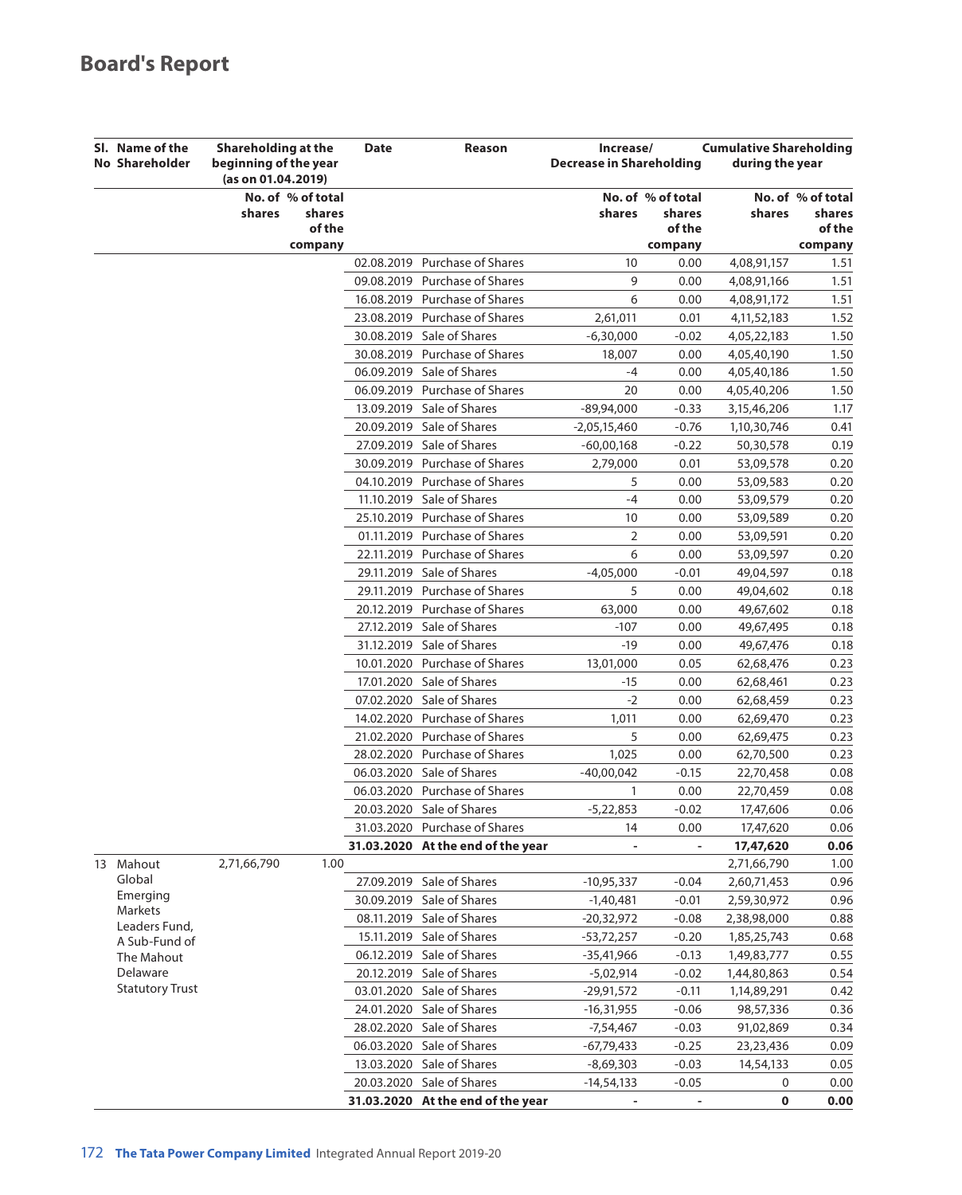# Board's Report

| Sl. No | Name of the Shareholder | Shareholding at the beginning of the year (as on 01.04.2019) | | Date | Reason | Increase/ Decrease in Shareholding | | Cumulative Shareholding during the year | |
|---|---|---|---|---|---|---|---|---|---|
| | | No. of shares | % of total shares of the company | | | No. of shares | % of total shares of the company | No. of shares | % of total shares of the company |
| | | | | 02.08.2019 | Purchase of Shares | 10 | 0.00 | 4,08,91,157 | 1.51 |
| | | | | 09.08.2019 | Purchase of Shares | 9 | 0.00 | 4,08,91,166 | 1.51 |
| | | | | 16.08.2019 | Purchase of Shares | 6 | 0.00 | 4,08,91,172 | 1.51 |
| | | | | 23.08.2019 | Purchase of Shares | 2,61,011 | 0.01 | 4,11,52,183 | 1.52 |
| | | | | 30.08.2019 | Sale of Shares | -6,30,000 | -0.02 | 4,05,22,183 | 1.50 |
| | | | | 30.08.2019 | Purchase of Shares | 18,007 | 0.00 | 4,05,40,190 | 1.50 |
| | | | | 06.09.2019 | Sale of Shares | -4 | 0.00 | 4,05,40,186 | 1.50 |
| | | | | 06.09.2019 | Purchase of Shares | 20 | 0.00 | 4,05,40,206 | 1.50 |
| | | | | 13.09.2019 | Sale of Shares | -89,94,000 | -0.33 | 3,15,46,206 | 1.17 |
| | | | | 20.09.2019 | Sale of Shares | -2,05,15,460 | -0.76 | 1,10,30,746 | 0.41 |
| | | | | 27.09.2019 | Sale of Shares | -60,00,168 | -0.22 | 50,30,578 | 0.19 |
| | | | | 30.09.2019 | Purchase of Shares | 2,79,000 | 0.01 | 53,09,578 | 0.20 |
| | | | | 04.10.2019 | Purchase of Shares | 5 | 0.00 | 53,09,583 | 0.20 |
| | | | | 11.10.2019 | Sale of Shares | -4 | 0.00 | 53,09,579 | 0.20 |
| | | | | 25.10.2019 | Purchase of Shares | 10 | 0.00 | 53,09,589 | 0.20 |
| | | | | 01.11.2019 | Purchase of Shares | 2 | 0.00 | 53,09,591 | 0.20 |
| | | | | 22.11.2019 | Purchase of Shares | 6 | 0.00 | 53,09,597 | 0.20 |
| | | | | 29.11.2019 | Sale of Shares | -4,05,000 | -0.01 | 49,04,597 | 0.18 |
| | | | | 29.11.2019 | Purchase of Shares | 5 | 0.00 | 49,04,602 | 0.18 |
| | | | | 20.12.2019 | Purchase of Shares | 63,000 | 0.00 | 49,67,602 | 0.18 |
| | | | | 27.12.2019 | Sale of Shares | -107 | 0.00 | 49,67,495 | 0.18 |
| | | | | 31.12.2019 | Sale of Shares | -19 | 0.00 | 49,67,476 | 0.18 |
| | | | | 10.01.2020 | Purchase of Shares | 13,01,000 | 0.05 | 62,68,476 | 0.23 |
| | | | | 17.01.2020 | Sale of Shares | -15 | 0.00 | 62,68,461 | 0.23 |
| | | | | 07.02.2020 | Sale of Shares | -2 | 0.00 | 62,68,459 | 0.23 |
| | | | | 14.02.2020 | Purchase of Shares | 1,011 | 0.00 | 62,69,470 | 0.23 |
| | | | | 21.02.2020 | Purchase of Shares | 5 | 0.00 | 62,69,475 | 0.23 |
| | | | | 28.02.2020 | Purchase of Shares | 1,025 | 0.00 | 62,70,500 | 0.23 |
| | | | | 06.03.2020 | Sale of Shares | -40,00,042 | -0.15 | 22,70,458 | 0.08 |
| | | | | 06.03.2020 | Purchase of Shares | 1 | 0.00 | 22,70,459 | 0.08 |
| | | | | 20.03.2020 | Sale of Shares | -5,22,853 | -0.02 | 17,47,606 | 0.06 |
| | | | | 31.03.2020 | Purchase of Shares | 14 | 0.00 | 17,47,620 | 0.06 |
| | | | | **31.03.2020** | **At the end of the year** | - | - | **17,47,620** | **0.06** |
| 13 | Mahout Global Emerging Markets Leaders Fund, A Sub-Fund of The Mahout Delaware Statutory Trust | 2,71,66,790 | 1.00 | | | | | 2,71,66,790 | 1.00 |
| | | | | 27.09.2019 | Sale of Shares | -10,95,337 | -0.04 | 2,60,71,453 | 0.96 |
| | | | | 30.09.2019 | Sale of Shares | -1,40,481 | -0.01 | 2,59,30,972 | 0.96 |
| | | | | 08.11.2019 | Sale of Shares | -20,32,972 | -0.08 | 2,38,98,000 | 0.88 |
| | | | | 15.11.2019 | Sale of Shares | -53,72,257 | -0.20 | 1,85,25,743 | 0.68 |
| | | | | 06.12.2019 | Sale of Shares | -35,41,966 | -0.13 | 1,49,83,777 | 0.55 |
| | | | | 20.12.2019 | Sale of Shares | -5,02,914 | -0.02 | 1,44,80,863 | 0.54 |
| | | | | 03.01.2020 | Sale of Shares | -29,91,572 | -0.11 | 1,14,89,291 | 0.42 |
| | | | | 24.01.2020 | Sale of Shares | -16,31,955 | -0.06 | 98,57,336 | 0.36 |
| | | | | 28.02.2020 | Sale of Shares | -7,54,467 | -0.03 | 91,02,869 | 0.34 |
| | | | | 06.03.2020 | Sale of Shares | -67,79,433 | -0.25 | 23,23,436 | 0.09 |
| | | | | 13.03.2020 | Sale of Shares | -8,69,303 | -0.03 | 14,54,133 | 0.05 |
| | | | | 20.03.2020 | Sale of Shares | -14,54,133 | -0.05 | 0 | 0.00 |
| | | | | **31.03.2020** | **At the end of the year** | - | - | **0** | **0.00** |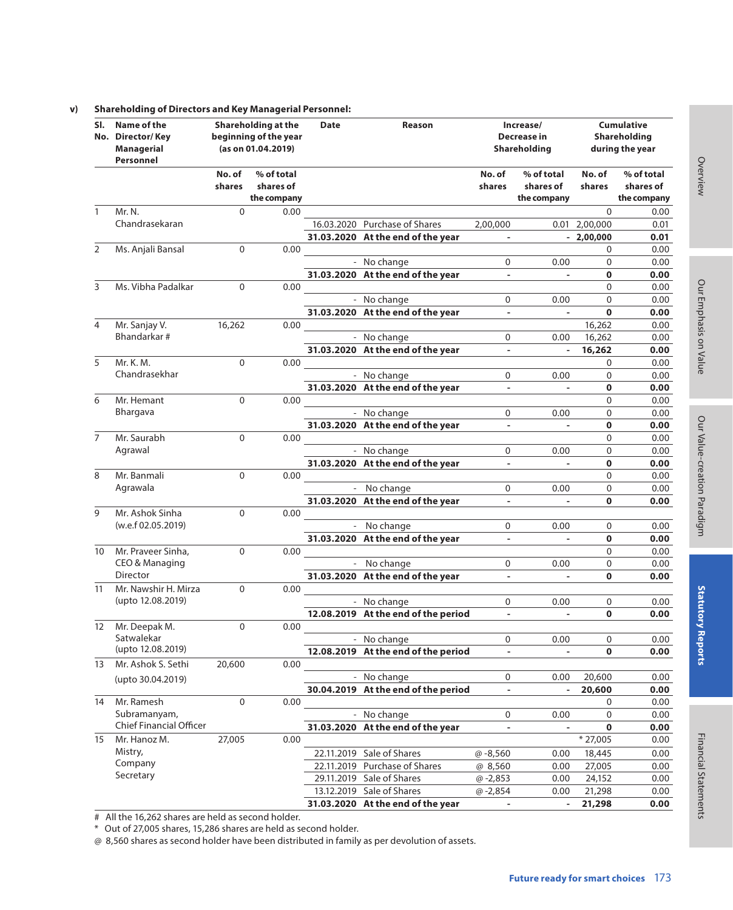**v) Shareholding of Directors and Key Managerial Personnel:**

| Sl. No. | Name of the Director/ Key Managerial Personnel | Shareholding at the beginning of the year (as on 01.04.2019) | | Date | Reason | Increase/ Decrease in Shareholding | | Cumulative Shareholding during the year | |
|---|---|---|---|---|---|---|---|---|---|
| | | No. of shares | % of total shares of the company | | | No. of shares | % of total shares of the company | No. of shares | % of total shares of the company |
| 1 | Mr. N. Chandrasekaran | 0 | 0.00 | | | | | 0 | 0.00 |
| | | | | 16.03.2020 | Purchase of Shares | 2,00,000 | 0.01 | 2,00,000 | 0.01 |
| | | | | **31.03.2020** | **At the end of the year** | - | - | **2,00,000** | **0.01** |
| 2 | Ms. Anjali Bansal | 0 | 0.00 | | | | | 0 | 0.00 |
| | | | | - | No change | 0 | 0.00 | 0 | 0.00 |
| | | | | **31.03.2020** | **At the end of the year** | - | - | **0** | **0.00** |
| 3 | Ms. Vibha Padalkar | 0 | 0.00 | | | | | 0 | 0.00 |
| | | | | - | No change | 0 | 0.00 | 0 | 0.00 |
| | | | | **31.03.2020** | **At the end of the year** | - | - | **0** | **0.00** |
| 4 | Mr. Sanjay V. Bhandarkar # | 16,262 | 0.00 | | | | | 16,262 | 0.00 |
| | | | | - | No change | 0 | 0.00 | 16,262 | 0.00 |
| | | | | **31.03.2020** | **At the end of the year** | - | - | **16,262** | **0.00** |
| 5 | Mr. K. M. Chandrasekhar | 0 | 0.00 | | | | | 0 | 0.00 |
| | | | | - | No change | 0 | 0.00 | 0 | 0.00 |
| | | | | **31.03.2020** | **At the end of the year** | - | - | **0** | **0.00** |
| 6 | Mr. Hemant Bhargava | 0 | 0.00 | | | | | 0 | 0.00 |
| | | | | - | No change | 0 | 0.00 | 0 | 0.00 |
| | | | | **31.03.2020** | **At the end of the year** | - | - | **0** | **0.00** |
| 7 | Mr. Saurabh Agrawal | 0 | 0.00 | | | | | 0 | 0.00 |
| | | | | - | No change | 0 | 0.00 | 0 | 0.00 |
| | | | | **31.03.2020** | **At the end of the year** | - | - | **0** | **0.00** |
| 8 | Mr. Banmali Agrawala | 0 | 0.00 | | | | | 0 | 0.00 |
| | | | | - | No change | 0 | 0.00 | 0 | 0.00 |
| | | | | **31.03.2020** | **At the end of the year** | - | - | **0** | **0.00** |
| 9 | Mr. Ashok Sinha (w.e.f 02.05.2019) | 0 | 0.00 | | | | | | |
| | | | | - | No change | 0 | 0.00 | 0 | 0.00 |
| | | | | **31.03.2020** | **At the end of the year** | - | - | **0** | **0.00** |
| 10 | Mr. Praveer Sinha, CEO & Managing Director | 0 | 0.00 | | | | | 0 | 0.00 |
| | | | | - | No change | 0 | 0.00 | 0 | 0.00 |
| | | | | **31.03.2020** | **At the end of the year** | - | - | **0** | **0.00** |
| 11 | Mr. Nawshir H. Mirza (upto 12.08.2019) | 0 | 0.00 | | | | | | |
| | | | | - | No change | 0 | 0.00 | 0 | 0.00 |
| | | | | **12.08.2019** | **At the end of the period** | - | - | **0** | **0.00** |
| 12 | Mr. Deepak M. Satwalekar (upto 12.08.2019) | 0 | 0.00 | | | | | | |
| | | | | - | No change | 0 | 0.00 | 0 | 0.00 |
| | | | | **12.08.2019** | **At the end of the period** | - | - | **0** | **0.00** |
| 13 | Mr. Ashok S. Sethi (upto 30.04.2019) | 20,600 | 0.00 | | | | | | |
| | | | | - | No change | 0 | 0.00 | 20,600 | 0.00 |
| | | | | **30.04.2019** | **At the end of the period** | - | - | **20,600** | **0.00** |
| 14 | Mr. Ramesh Subramanyam, Chief Financial Officer | 0 | 0.00 | | | | | 0 | 0.00 |
| | | | | - | No change | 0 | 0.00 | 0 | 0.00 |
| | | | | **31.03.2020** | **At the end of the year** | - | - | **0** | **0.00** |
| 15 | Mr. Hanoz M. Mistry, Company Secretary | 27,005 | 0.00 | | | | | * 27,005 | 0.00 |
| | | | | 22.11.2019 | Sale of Shares | @ -8,560 | 0.00 | 18,445 | 0.00 |
| | | | | 22.11.2019 | Purchase of Shares | @ 8,560 | 0.00 | 27,005 | 0.00 |
| | | | | 29.11.2019 | Sale of Shares | @ -2,853 | 0.00 | 24,152 | 0.00 |
| | | | | 13.12.2019 | Sale of Shares | @ -2,854 | 0.00 | 21,298 | 0.00 |
| | | | | **31.03.2020** | **At the end of the year** | - | - | **21,298** | **0.00** |

# All the 16,262 shares are held as second holder.

* Out of 27,005 shares, 15,286 shares are held as second holder.

@ 8,560 shares as second holder have been distributed in family as per devolution of assets.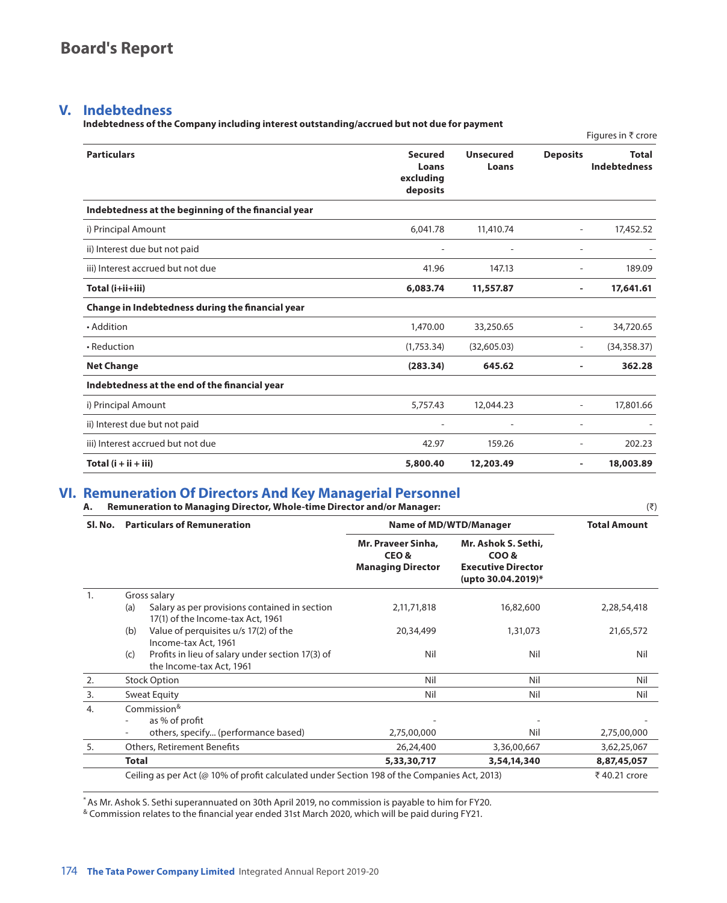# Board's Report

## V. Indebtedness

**Indebtedness of the Company including interest outstanding/accrued but not due for payment**

Figures in ₹ crore

| Particulars | Secured Loans excluding deposits | Unsecured Loans | Deposits | Total Indebtedness |
|---|---|---|---|---|
| **Indebtedness at the beginning of the financial year** | | | | |
| i) Principal Amount | 6,041.78 | 11,410.74 | - | 17,452.52 |
| ii) Interest due but not paid | - | - | - | - |
| iii) Interest accrued but not due | 41.96 | 147.13 | - | 189.09 |
| **Total (i+ii+iii)** | **6,083.74** | **11,557.87** | **-** | **17,641.61** |
| **Change in Indebtedness during the financial year** | | | | |
| • Addition | 1,470.00 | 33,250.65 | - | 34,720.65 |
| • Reduction | (1,753.34) | (32,605.03) | - | (34,358.37) |
| **Net Change** | **(283.34)** | **645.62** | **-** | **362.28** |
| **Indebtedness at the end of the financial year** | | | | |
| i) Principal Amount | 5,757.43 | 12,044.23 | - | 17,801.66 |
| ii) Interest due but not paid | - | - | - | - |
| iii) Interest accrued but not due | 42.97 | 159.26 | - | 202.23 |
| **Total (i + ii + iii)** | **5,800.40** | **12,203.49** | **-** | **18,003.89** |

## VI. Remuneration Of Directors And Key Managerial Personnel

**A. Remuneration to Managing Director, Whole-time Director and/or Manager:**

(₹)

| Sl. No. | Particulars of Remuneration | Name of MD/WTD/Manager | | Total Amount |
|---|---|---|---|---|
| | | **Mr. Praveer Sinha, CEO & Managing Director** | **Mr. Ashok S. Sethi, COO & Executive Director (upto 30.04.2019)*** | |
| 1. | Gross salary | | | |
| | (a) Salary as per provisions contained in section 17(1) of the Income-tax Act, 1961 | 2,11,71,818 | 16,82,600 | 2,28,54,418 |
| | (b) Value of perquisites u/s 17(2) of the Income-tax Act, 1961 | 20,34,499 | 1,31,073 | 21,65,572 |
| | (c) Profits in lieu of salary under section 17(3) of the Income-tax Act, 1961 | Nil | Nil | Nil |
| 2. | Stock Option | Nil | Nil | Nil |
| 3. | Sweat Equity | Nil | Nil | Nil |
| 4. | Commission[&] | | | |
| | - as % of profit | - | - | - |
| | - others, specify... (performance based) | 2,75,00,000 | Nil | 2,75,00,000 |
| 5. | Others, Retirement Benefits | 26,24,400 | 3,36,00,667 | 3,62,25,067 |
| | **Total** | **5,33,30,717** | **3,54,14,340** | **8,87,45,057** |
| | Ceiling as per Act (@ 10% of profit calculated under Section 198 of the Companies Act, 2013) | | | ₹ 40.21 crore |

[*] As Mr. Ashok S. Sethi superannuated on 30th April 2019, no commission is payable to him for FY20.

[&] Commission relates to the financial year ended 31st March 2020, which will be paid during FY21.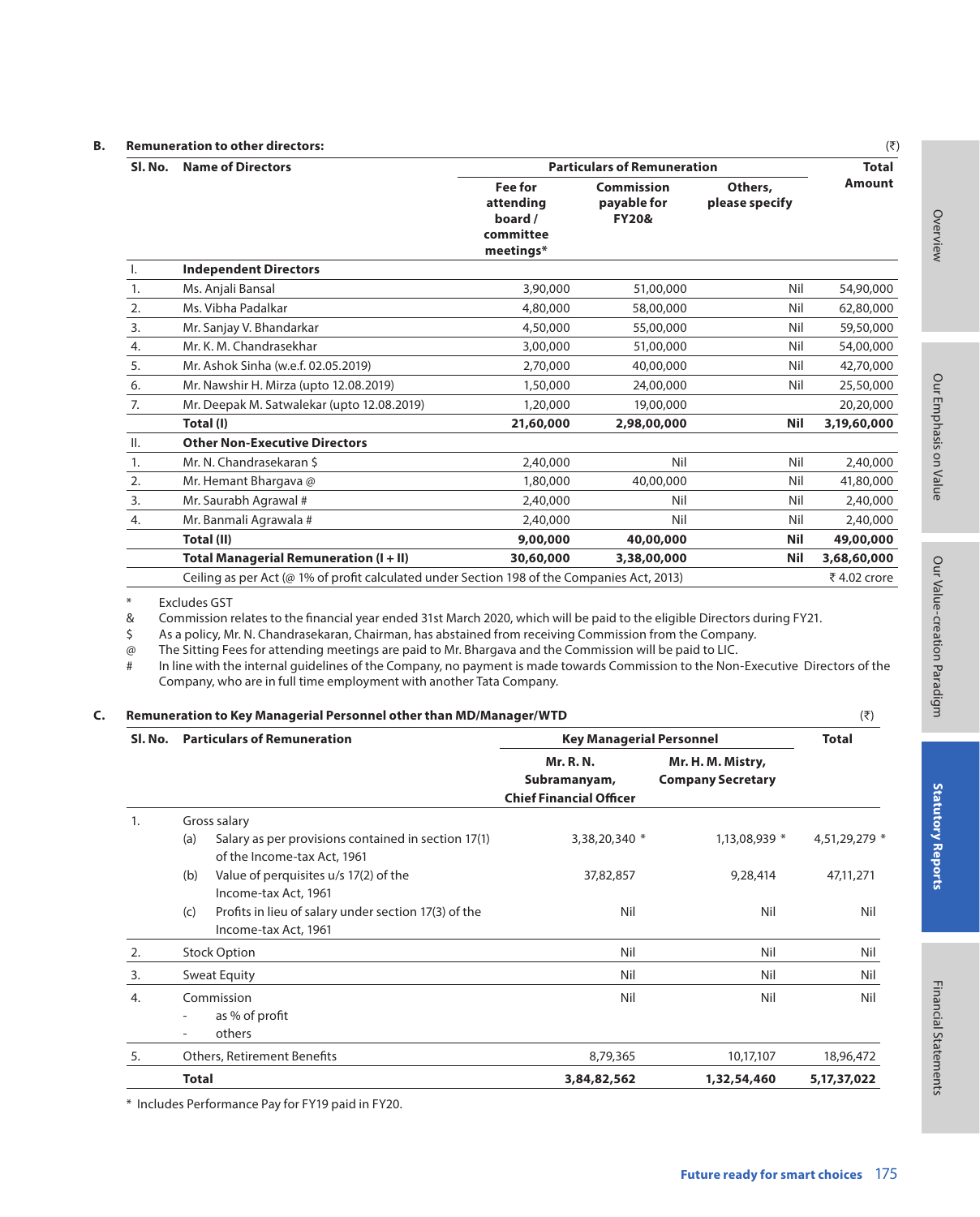**B. Remuneration to other directors:**

(₹)

| Sl. No. | Name of Directors | Particulars of Remuneration | | | Total Amount |
|---|---|---|---|---|---|
| | | Fee for attending board / committee meetings* | Commission payable for FY20& | Others, please specify | |
| I. | **Independent Directors** | | | | |
| 1. | Ms. Anjali Bansal | 3,90,000 | 51,00,000 | Nil | 54,90,000 |
| 2. | Ms. Vibha Padalkar | 4,80,000 | 58,00,000 | Nil | 62,80,000 |
| 3. | Mr. Sanjay V. Bhandarkar | 4,50,000 | 55,00,000 | Nil | 59,50,000 |
| 4. | Mr. K. M. Chandrasekhar | 3,00,000 | 51,00,000 | Nil | 54,00,000 |
| 5. | Mr. Ashok Sinha (w.e.f. 02.05.2019) | 2,70,000 | 40,00,000 | Nil | 42,70,000 |
| 6. | Mr. Nawshir H. Mirza (upto 12.08.2019) | 1,50,000 | 24,00,000 | Nil | 25,50,000 |
| 7. | Mr. Deepak M. Satwalekar (upto 12.08.2019) | 1,20,000 | 19,00,000 | | 20,20,000 |
| | **Total (I)** | **21,60,000** | **2,98,00,000** | **Nil** | **3,19,60,000** |
| II. | **Other Non-Executive Directors** | | | | |
| 1. | Mr. N. Chandrasekaran $ | 2,40,000 | Nil | Nil | 2,40,000 |
| 2. | Mr. Hemant Bhargava @ | 1,80,000 | 40,00,000 | Nil | 41,80,000 |
| 3. | Mr. Saurabh Agrawal # | 2,40,000 | Nil | Nil | 2,40,000 |
| 4. | Mr. Banmali Agrawala # | 2,40,000 | Nil | Nil | 2,40,000 |
| | **Total (II)** | **9,00,000** | **40,00,000** | **Nil** | **49,00,000** |
| | **Total Managerial Remuneration (I + II)** | **30,60,000** | **3,38,00,000** | **Nil** | **3,68,60,000** |
| | Ceiling as per Act (@ 1% of profit calculated under Section 198 of the Companies Act, 2013) | | | | ₹ 4.02 crore |

\* Excludes GST

& Commission relates to the financial year ended 31st March 2020, which will be paid to the eligible Directors during FY21.

$ As a policy, Mr. N. Chandrasekaran, Chairman, has abstained from receiving Commission from the Company.

@ The Sitting Fees for attending meetings are paid to Mr. Bhargava and the Commission will be paid to LIC.

\# In line with the internal guidelines of the Company, no payment is made towards Commission to the Non-Executive Directors of the Company, who are in full time employment with another Tata Company.

**C. Remuneration to Key Managerial Personnel other than MD/Manager/WTD**

(₹)

| Sl. No. | Particulars of Remuneration | Key Managerial Personnel | | Total |
|---|---|---|---|---|
| | | Mr. R. N. Subramanyam, Chief Financial Officer | Mr. H. M. Mistry, Company Secretary | |
| 1. | Gross salary | | | |
| | (a) Salary as per provisions contained in section 17(1) of the Income-tax Act, 1961 | 3,38,20,340 * | 1,13,08,939 * | 4,51,29,279 * |
| | (b) Value of perquisites u/s 17(2) of the Income-tax Act, 1961 | 37,82,857 | 9,28,414 | 47,11,271 |
| | (c) Profits in lieu of salary under section 17(3) of the Income-tax Act, 1961 | Nil | Nil | Nil |
| 2. | Stock Option | Nil | Nil | Nil |
| 3. | Sweat Equity | Nil | Nil | Nil |
| 4. | Commission<br>- as % of profit<br>- others | Nil | Nil | Nil |
| 5. | Others, Retirement Benefits | 8,79,365 | 10,17,107 | 18,96,472 |
| | **Total** | **3,84,82,562** | **1,32,54,460** | **5,17,37,022** |

\* Includes Performance Pay for FY19 paid in FY20.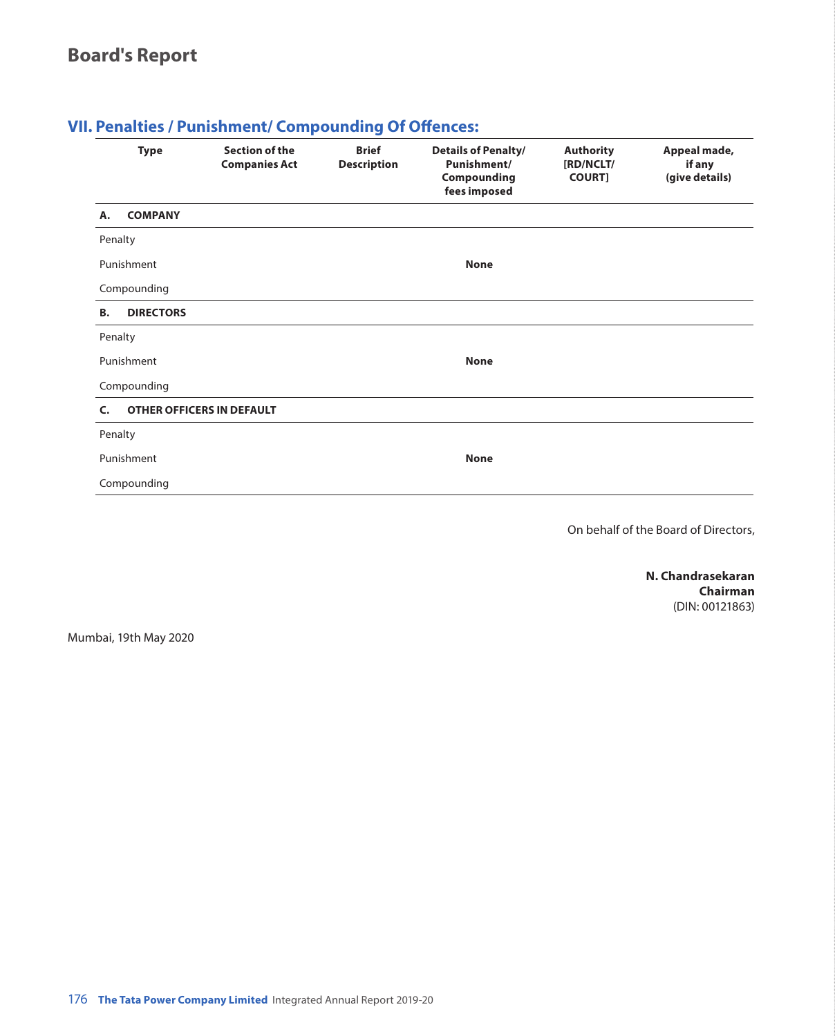## VII. Penalties / Punishment/ Compounding Of Offences:

| Type | Section of the Companies Act | Brief Description | Details of Penalty/ Punishment/ Compounding fees imposed | Authority [RD/NCLT/ COURT] | Appeal made, if any (give details) |
|---|---|---|---|---|---|
| **A. COMPANY** | | | | | |
| Penalty | | | | | |
| Punishment | | | **None** | | |
| Compounding | | | | | |
| **B. DIRECTORS** | | | | | |
| Penalty | | | | | |
| Punishment | | | **None** | | |
| Compounding | | | | | |
| **C. OTHER OFFICERS IN DEFAULT** | | | | | |
| Penalty | | | | | |
| Punishment | | | **None** | | |
| Compounding | | | | | |

On behalf of the Board of Directors,

**N. Chandrasekaran**
**Chairman**
(DIN: 00121863)

Mumbai, 19th May 2020